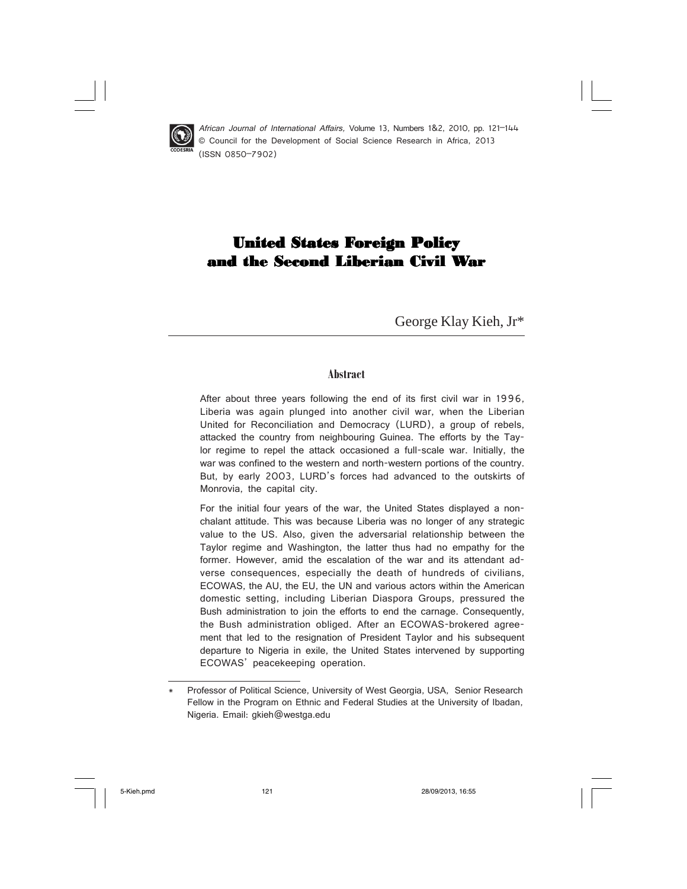*African Journal of International Affairs,* Volume 13, Numbers 1&2, 2010, pp. 121–144
© Council for the Development of Social Science Research in Africa, 2013
(ISSN 0850-7902)

# United States Foreign Policy and the Second Liberian Civil War

George Klay Kieh, Jr*

## Abstract

After about three years following the end of its first civil war in 1996, Liberia was again plunged into another civil war, when the Liberian United for Reconciliation and Democracy (LURD), a group of rebels, attacked the country from neighbouring Guinea. The efforts by the Taylor regime to repel the attack occasioned a full-scale war. Initially, the war was confined to the western and north-western portions of the country. But, by early 2003, LURD's forces had advanced to the outskirts of Monrovia, the capital city.

For the initial four years of the war, the United States displayed a nonchalant attitude. This was because Liberia was no longer of any strategic value to the US. Also, given the adversarial relationship between the Taylor regime and Washington, the latter thus had no empathy for the former. However, amid the escalation of the war and its attendant adverse consequences, especially the death of hundreds of civilians, ECOWAS, the AU, the EU, the UN and various actors within the American domestic setting, including Liberian Diaspora Groups, pressured the Bush administration to join the efforts to end the carnage. Consequently, the Bush administration obliged. After an ECOWAS-brokered agreement that led to the resignation of President Taylor and his subsequent departure to Nigeria in exile, the United States intervened by supporting ECOWAS' peacekeeping operation.

---

\* Professor of Political Science, University of West Georgia, USA, Senior Research Fellow in the Program on Ethnic and Federal Studies at the University of Ibadan, Nigeria. Email: gkieh@westga.edu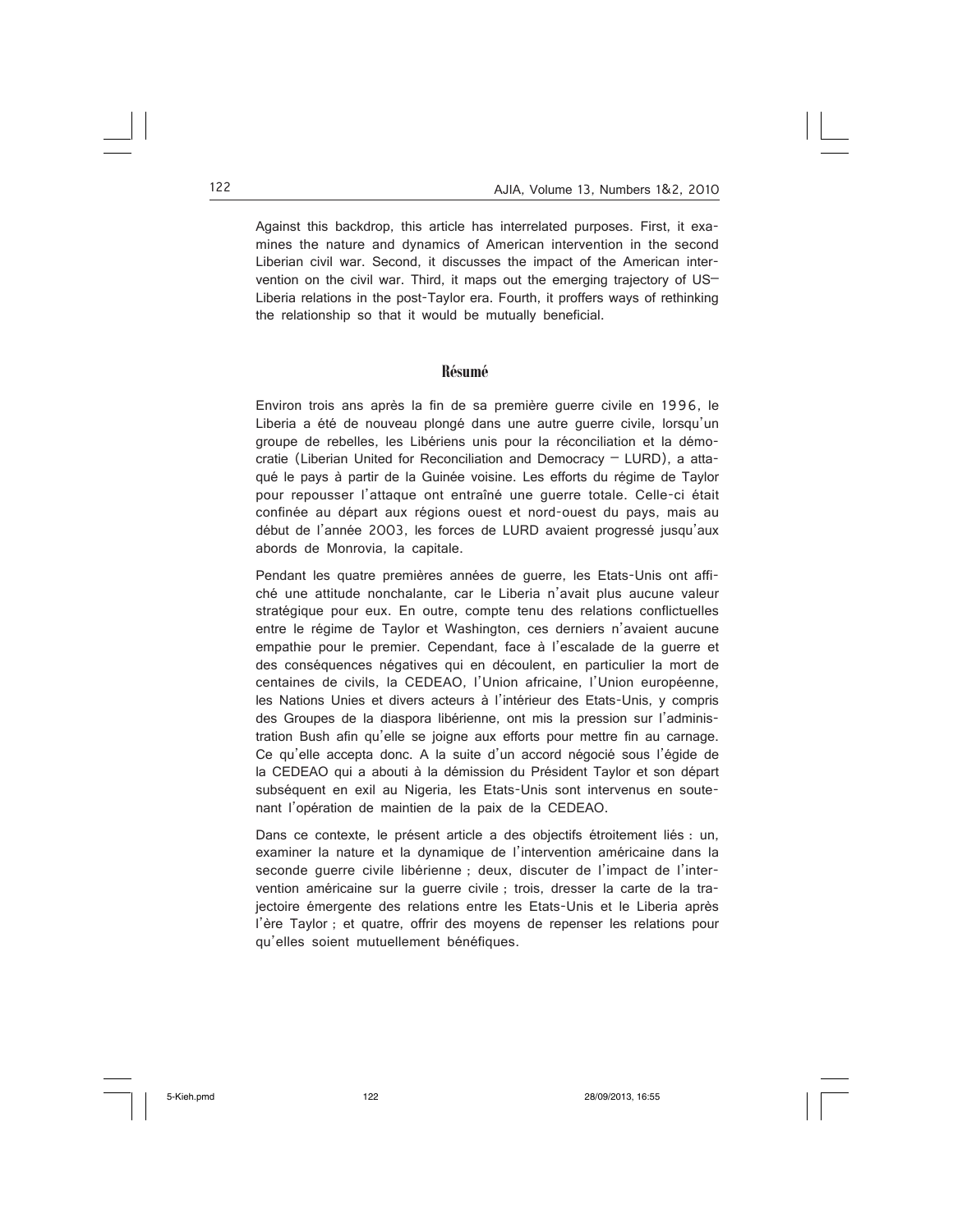Against this backdrop, this article has interrelated purposes. First, it examines the nature and dynamics of American intervention in the second Liberian civil war. Second, it discusses the impact of the American intervention on the civil war. Third, it maps out the emerging trajectory of US–Liberia relations in the post-Taylor era. Fourth, it proffers ways of rethinking the relationship so that it would be mutually beneficial.

## Résumé

Environ trois ans après la fin de sa première guerre civile en 1996, le Liberia a été de nouveau plongé dans une autre guerre civile, lorsqu'un groupe de rebelles, les Libériens unis pour la réconciliation et la démocratie (Liberian United for Reconciliation and Democracy – LURD), a attaqué le pays à partir de la Guinée voisine. Les efforts du régime de Taylor pour repousser l'attaque ont entraîné une guerre totale. Celle-ci était confinée au départ aux régions ouest et nord-ouest du pays, mais au début de l'année 2003, les forces de LURD avaient progressé jusqu'aux abords de Monrovia, la capitale.

Pendant les quatre premières années de guerre, les Etats-Unis ont affiché une attitude nonchalante, car le Liberia n'avait plus aucune valeur stratégique pour eux. En outre, compte tenu des relations conflictuelles entre le régime de Taylor et Washington, ces derniers n'avaient aucune empathie pour le premier. Cependant, face à l'escalade de la guerre et des conséquences négatives qui en découlent, en particulier la mort de centaines de civils, la CEDEAO, l'Union africaine, l'Union européenne, les Nations Unies et divers acteurs à l'intérieur des Etats-Unis, y compris des Groupes de la diaspora libérienne, ont mis la pression sur l'administration Bush afin qu'elle se joigne aux efforts pour mettre fin au carnage. Ce qu'elle accepta donc. A la suite d'un accord négocié sous l'égide de la CEDEAO qui a abouti à la démission du Président Taylor et son départ subséquent en exil au Nigeria, les Etats-Unis sont intervenus en soutenant l'opération de maintien de la paix de la CEDEAO.

Dans ce contexte, le présent article a des objectifs étroitement liés : un, examiner la nature et la dynamique de l'intervention américaine dans la seconde guerre civile libérienne ; deux, discuter de l'impact de l'intervention américaine sur la guerre civile ; trois, dresser la carte de la trajectoire émergente des relations entre les Etats-Unis et le Liberia après l'ère Taylor ; et quatre, offrir des moyens de repenser les relations pour qu'elles soient mutuellement bénéfiques.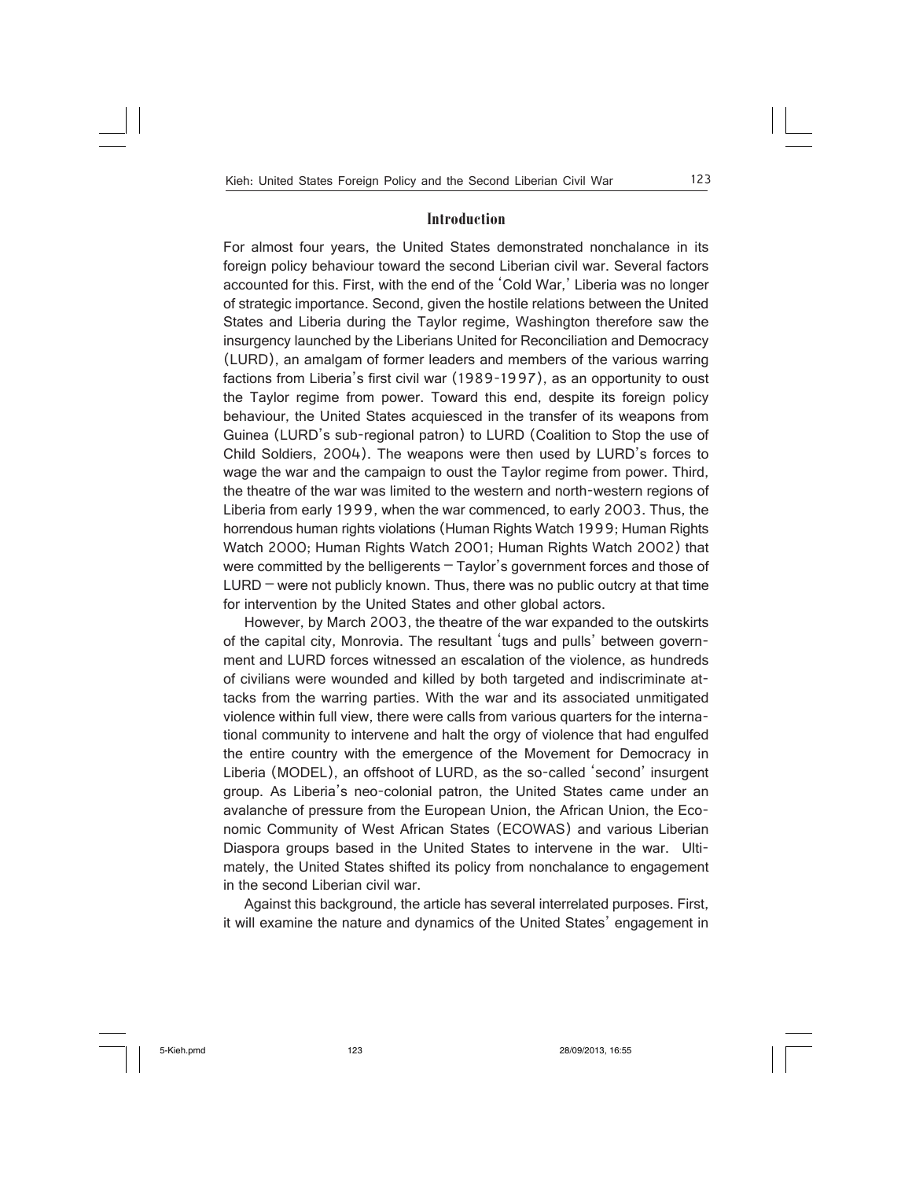## Introduction

For almost four years, the United States demonstrated nonchalance in its foreign policy behaviour toward the second Liberian civil war. Several factors accounted for this. First, with the end of the 'Cold War,' Liberia was no longer of strategic importance. Second, given the hostile relations between the United States and Liberia during the Taylor regime, Washington therefore saw the insurgency launched by the Liberians United for Reconciliation and Democracy (LURD), an amalgam of former leaders and members of the various warring factions from Liberia's first civil war (1989-1997), as an opportunity to oust the Taylor regime from power. Toward this end, despite its foreign policy behaviour, the United States acquiesced in the transfer of its weapons from Guinea (LURD's sub-regional patron) to LURD (Coalition to Stop the use of Child Soldiers, 2004). The weapons were then used by LURD's forces to wage the war and the campaign to oust the Taylor regime from power. Third, the theatre of the war was limited to the western and north-western regions of Liberia from early 1999, when the war commenced, to early 2003. Thus, the horrendous human rights violations (Human Rights Watch 1999; Human Rights Watch 2000; Human Rights Watch 2001; Human Rights Watch 2002) that were committed by the belligerents – Taylor's government forces and those of LURD – were not publicly known. Thus, there was no public outcry at that time for intervention by the United States and other global actors.

However, by March 2003, the theatre of the war expanded to the outskirts of the capital city, Monrovia. The resultant 'tugs and pulls' between government and LURD forces witnessed an escalation of the violence, as hundreds of civilians were wounded and killed by both targeted and indiscriminate attacks from the warring parties. With the war and its associated unmitigated violence within full view, there were calls from various quarters for the international community to intervene and halt the orgy of violence that had engulfed the entire country with the emergence of the Movement for Democracy in Liberia (MODEL), an offshoot of LURD, as the so-called 'second' insurgent group. As Liberia's neo-colonial patron, the United States came under an avalanche of pressure from the European Union, the African Union, the Economic Community of West African States (ECOWAS) and various Liberian Diaspora groups based in the United States to intervene in the war. Ultimately, the United States shifted its policy from nonchalance to engagement in the second Liberian civil war.

Against this background, the article has several interrelated purposes. First, it will examine the nature and dynamics of the United States' engagement in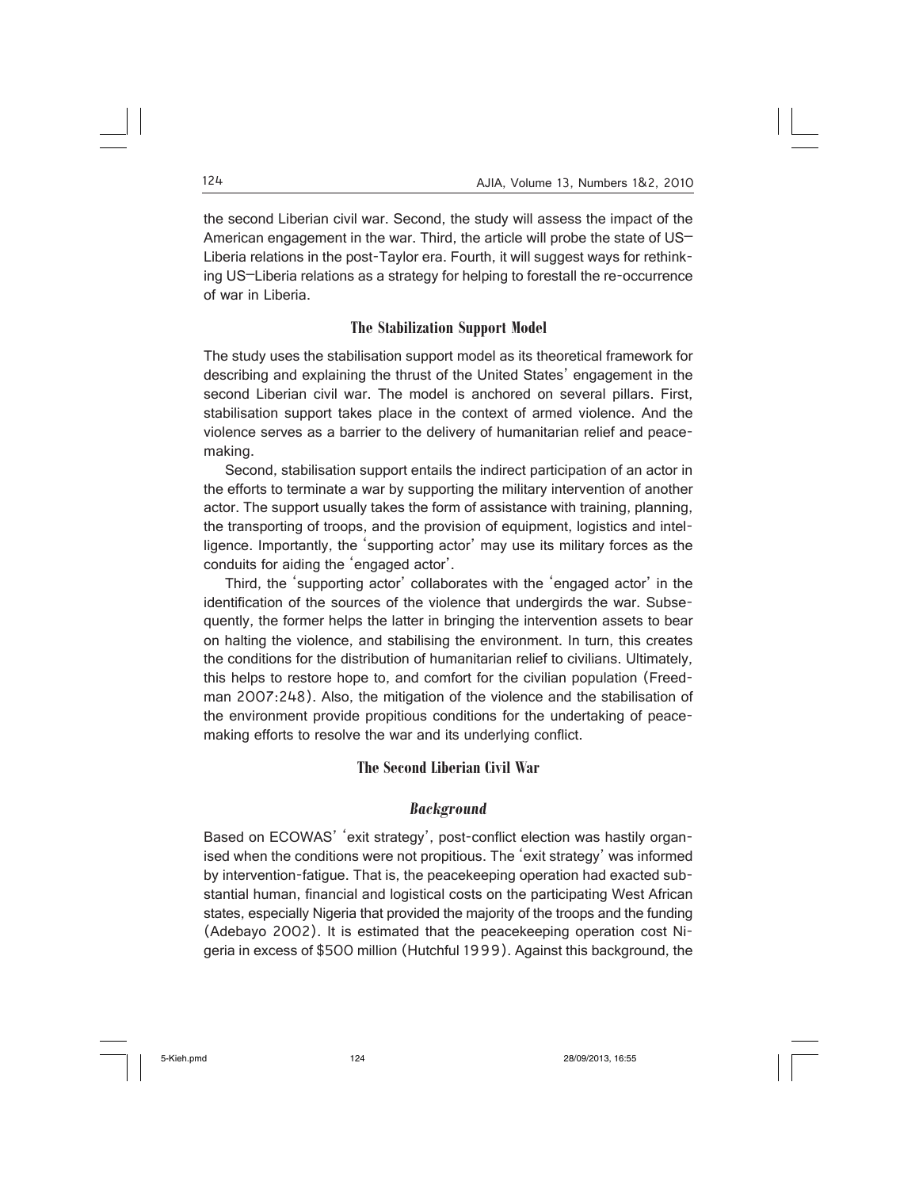the second Liberian civil war. Second, the study will assess the impact of the American engagement in the war. Third, the article will probe the state of US–Liberia relations in the post-Taylor era. Fourth, it will suggest ways for rethinking US–Liberia relations as a strategy for helping to forestall the re-occurrence of war in Liberia.

## The Stabilization Support Model

The study uses the stabilisation support model as its theoretical framework for describing and explaining the thrust of the United States' engagement in the second Liberian civil war. The model is anchored on several pillars. First, stabilisation support takes place in the context of armed violence. And the violence serves as a barrier to the delivery of humanitarian relief and peacemaking.

Second, stabilisation support entails the indirect participation of an actor in the efforts to terminate a war by supporting the military intervention of another actor. The support usually takes the form of assistance with training, planning, the transporting of troops, and the provision of equipment, logistics and intelligence. Importantly, the 'supporting actor' may use its military forces as the conduits for aiding the 'engaged actor'.

Third, the 'supporting actor' collaborates with the 'engaged actor' in the identification of the sources of the violence that undergirds the war. Subsequently, the former helps the latter in bringing the intervention assets to bear on halting the violence, and stabilising the environment. In turn, this creates the conditions for the distribution of humanitarian relief to civilians. Ultimately, this helps to restore hope to, and comfort for the civilian population (Freedman 2007:248). Also, the mitigation of the violence and the stabilisation of the environment provide propitious conditions for the undertaking of peacemaking efforts to resolve the war and its underlying conflict.

## The Second Liberian Civil War

### *Background*

Based on ECOWAS' 'exit strategy', post-conflict election was hastily organised when the conditions were not propitious. The 'exit strategy' was informed by intervention-fatigue. That is, the peacekeeping operation had exacted substantial human, financial and logistical costs on the participating West African states, especially Nigeria that provided the majority of the troops and the funding (Adebayo 2002). It is estimated that the peacekeeping operation cost Nigeria in excess of $500 million (Hutchful 1999). Against this background, the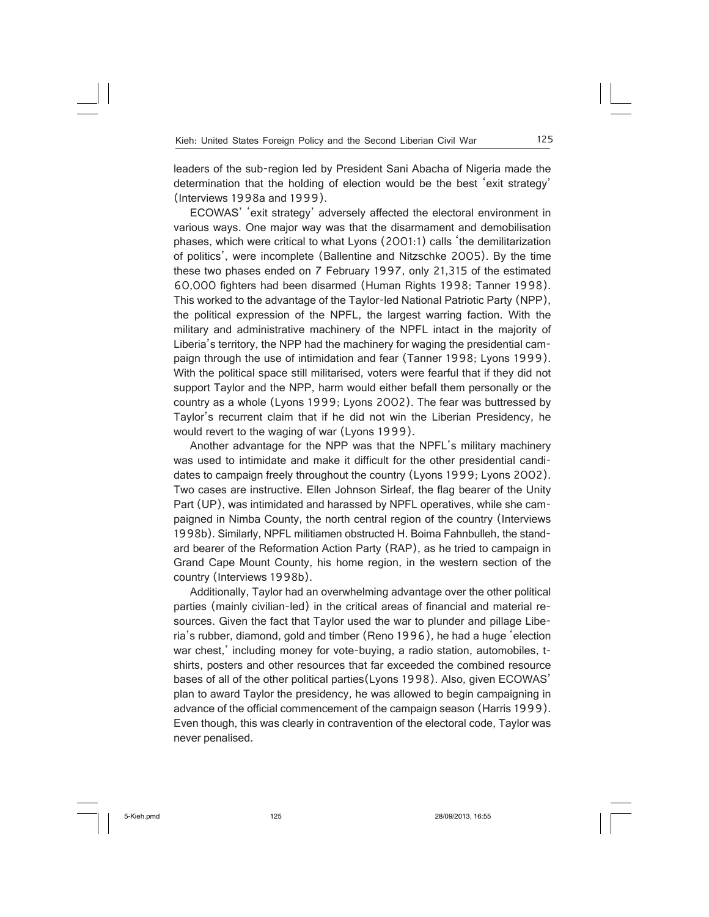leaders of the sub-region led by President Sani Abacha of Nigeria made the determination that the holding of election would be the best 'exit strategy' (Interviews 1998a and 1999).

ECOWAS' 'exit strategy' adversely affected the electoral environment in various ways. One major way was that the disarmament and demobilisation phases, which were critical to what Lyons (2001:1) calls 'the demilitarization of politics', were incomplete (Ballentine and Nitzschke 2005). By the time these two phases ended on 7 February 1997, only 21,315 of the estimated 60,000 fighters had been disarmed (Human Rights 1998; Tanner 1998). This worked to the advantage of the Taylor-led National Patriotic Party (NPP), the political expression of the NPFL, the largest warring faction. With the military and administrative machinery of the NPFL intact in the majority of Liberia's territory, the NPP had the machinery for waging the presidential campaign through the use of intimidation and fear (Tanner 1998; Lyons 1999). With the political space still militarised, voters were fearful that if they did not support Taylor and the NPP, harm would either befall them personally or the country as a whole (Lyons 1999; Lyons 2002). The fear was buttressed by Taylor's recurrent claim that if he did not win the Liberian Presidency, he would revert to the waging of war (Lyons 1999).

Another advantage for the NPP was that the NPFL's military machinery was used to intimidate and make it difficult for the other presidential candidates to campaign freely throughout the country (Lyons 1999; Lyons 2002). Two cases are instructive. Ellen Johnson Sirleaf, the flag bearer of the Unity Part (UP), was intimidated and harassed by NPFL operatives, while she campaigned in Nimba County, the north central region of the country (Interviews 1998b). Similarly, NPFL militiamen obstructed H. Boima Fahnbulleh, the standard bearer of the Reformation Action Party (RAP), as he tried to campaign in Grand Cape Mount County, his home region, in the western section of the country (Interviews 1998b).

Additionally, Taylor had an overwhelming advantage over the other political parties (mainly civilian-led) in the critical areas of financial and material resources. Given the fact that Taylor used the war to plunder and pillage Liberia's rubber, diamond, gold and timber (Reno 1996), he had a huge 'election war chest,' including money for vote-buying, a radio station, automobiles, t-shirts, posters and other resources that far exceeded the combined resource bases of all of the other political parties(Lyons 1998). Also, given ECOWAS' plan to award Taylor the presidency, he was allowed to begin campaigning in advance of the official commencement of the campaign season (Harris 1999). Even though, this was clearly in contravention of the electoral code, Taylor was never penalised.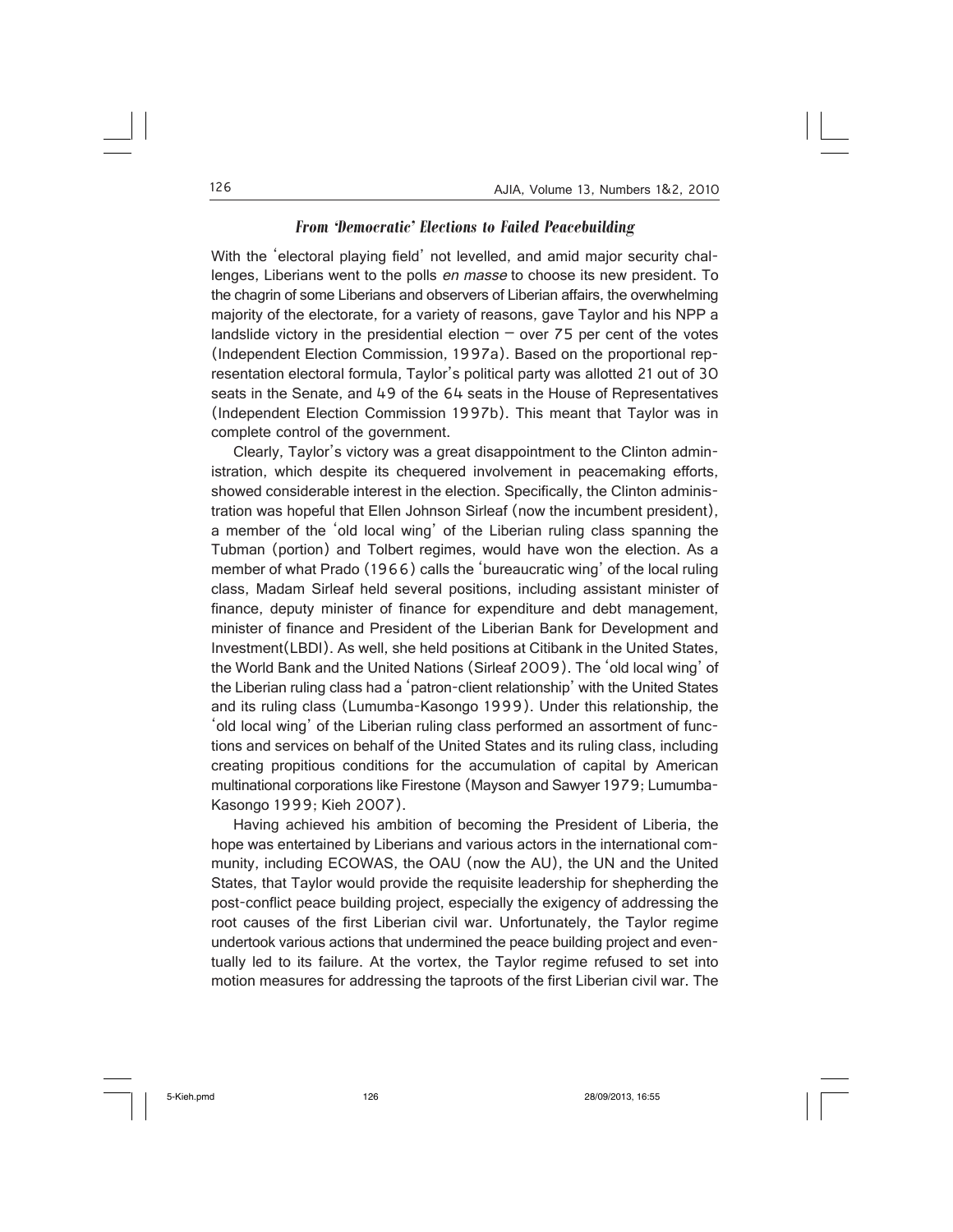### *From 'Democratic' Elections to Failed Peacebuilding*

With the 'electoral playing field' not levelled, and amid major security challenges, Liberians went to the polls *en masse* to choose its new president. To the chagrin of some Liberians and observers of Liberian affairs, the overwhelming majority of the electorate, for a variety of reasons, gave Taylor and his NPP a landslide victory in the presidential election – over 75 per cent of the votes (Independent Election Commission, 1997a). Based on the proportional representation electoral formula, Taylor's political party was allotted 21 out of 30 seats in the Senate, and 49 of the 64 seats in the House of Representatives (Independent Election Commission 1997b). This meant that Taylor was in complete control of the government.

Clearly, Taylor's victory was a great disappointment to the Clinton administration, which despite its chequered involvement in peacemaking efforts, showed considerable interest in the election. Specifically, the Clinton administration was hopeful that Ellen Johnson Sirleaf (now the incumbent president), a member of the 'old local wing' of the Liberian ruling class spanning the Tubman (portion) and Tolbert regimes, would have won the election. As a member of what Prado (1966) calls the 'bureaucratic wing' of the local ruling class, Madam Sirleaf held several positions, including assistant minister of finance, deputy minister of finance for expenditure and debt management, minister of finance and President of the Liberian Bank for Development and Investment(LBDI). As well, she held positions at Citibank in the United States, the World Bank and the United Nations (Sirleaf 2009). The 'old local wing' of the Liberian ruling class had a 'patron-client relationship' with the United States and its ruling class (Lumumba-Kasongo 1999). Under this relationship, the 'old local wing' of the Liberian ruling class performed an assortment of functions and services on behalf of the United States and its ruling class, including creating propitious conditions for the accumulation of capital by American multinational corporations like Firestone (Mayson and Sawyer 1979; Lumumba-Kasongo 1999; Kieh 2007).

Having achieved his ambition of becoming the President of Liberia, the hope was entertained by Liberians and various actors in the international community, including ECOWAS, the OAU (now the AU), the UN and the United States, that Taylor would provide the requisite leadership for shepherding the post-conflict peace building project, especially the exigency of addressing the root causes of the first Liberian civil war. Unfortunately, the Taylor regime undertook various actions that undermined the peace building project and eventually led to its failure. At the vortex, the Taylor regime refused to set into motion measures for addressing the taproots of the first Liberian civil war. The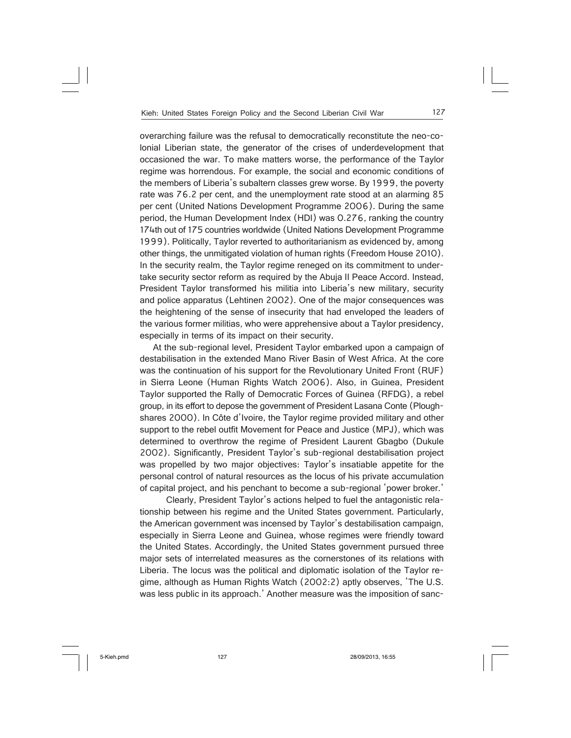overarching failure was the refusal to democratically reconstitute the neo-colonial Liberian state, the generator of the crises of underdevelopment that occasioned the war. To make matters worse, the performance of the Taylor regime was horrendous. For example, the social and economic conditions of the members of Liberia's subaltern classes grew worse. By 1999, the poverty rate was 76.2 per cent, and the unemployment rate stood at an alarming 85 per cent (United Nations Development Programme 2006). During the same period, the Human Development Index (HDI) was 0.276, ranking the country 174th out of 175 countries worldwide (United Nations Development Programme 1999). Politically, Taylor reverted to authoritarianism as evidenced by, among other things, the unmitigated violation of human rights (Freedom House 2010). In the security realm, the Taylor regime reneged on its commitment to undertake security sector reform as required by the Abuja II Peace Accord. Instead, President Taylor transformed his militia into Liberia's new military, security and police apparatus (Lehtinen 2002). One of the major consequences was the heightening of the sense of insecurity that had enveloped the leaders of the various former militias, who were apprehensive about a Taylor presidency, especially in terms of its impact on their security.

At the sub-regional level, President Taylor embarked upon a campaign of destabilisation in the extended Mano River Basin of West Africa. At the core was the continuation of his support for the Revolutionary United Front (RUF) in Sierra Leone (Human Rights Watch 2006). Also, in Guinea, President Taylor supported the Rally of Democratic Forces of Guinea (RFDG), a rebel group, in its effort to depose the government of President Lasana Conte (Ploughshares 2000). In Côte d'Ivoire, the Taylor regime provided military and other support to the rebel outfit Movement for Peace and Justice (MPJ), which was determined to overthrow the regime of President Laurent Gbagbo (Dukule 2002). Significantly, President Taylor's sub-regional destabilisation project was propelled by two major objectives: Taylor's insatiable appetite for the personal control of natural resources as the locus of his private accumulation of capital project, and his penchant to become a sub-regional 'power broker.'

Clearly, President Taylor's actions helped to fuel the antagonistic relationship between his regime and the United States government. Particularly, the American government was incensed by Taylor's destabilisation campaign, especially in Sierra Leone and Guinea, whose regimes were friendly toward the United States. Accordingly, the United States government pursued three major sets of interrelated measures as the cornerstones of its relations with Liberia. The locus was the political and diplomatic isolation of the Taylor regime, although as Human Rights Watch (2002:2) aptly observes, 'The U.S. was less public in its approach.' Another measure was the imposition of sanc-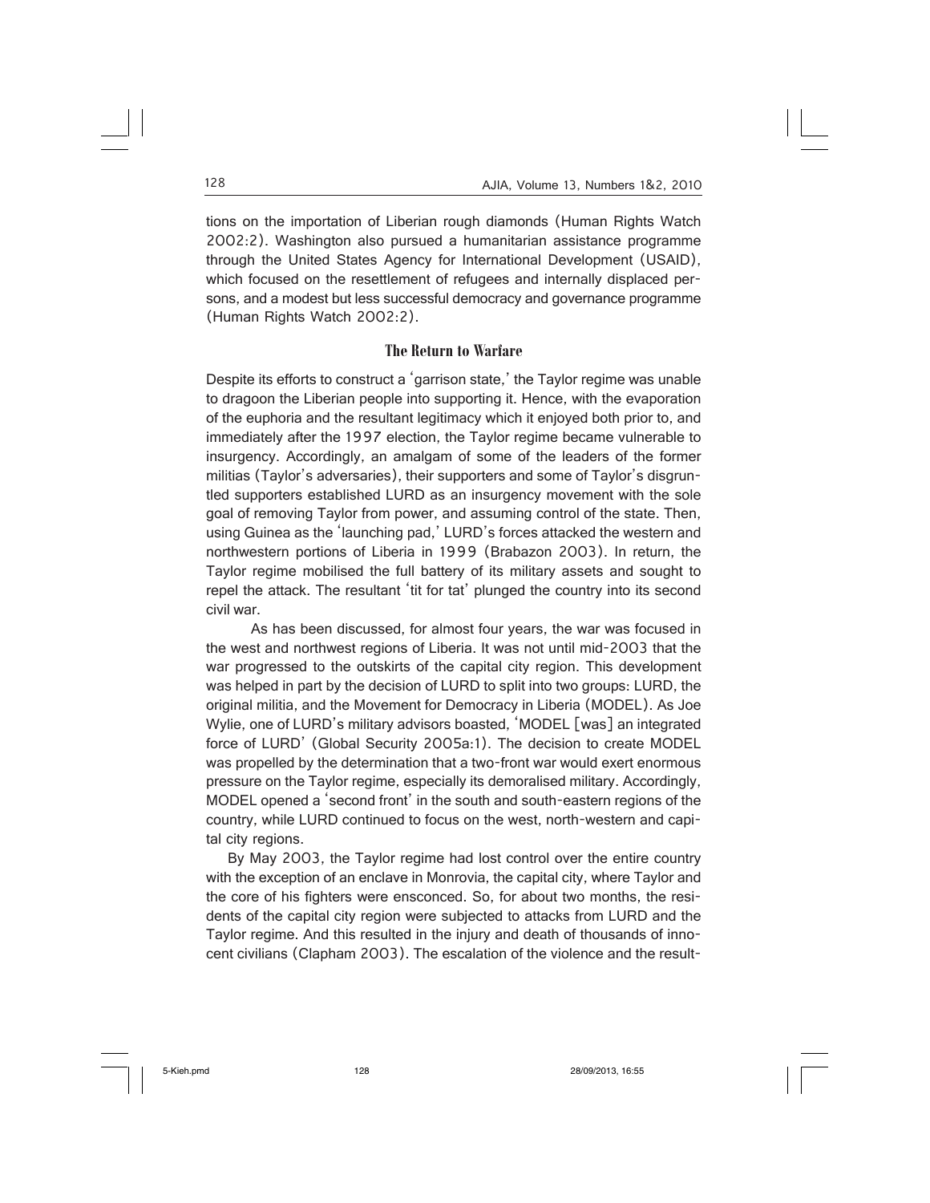tions on the importation of Liberian rough diamonds (Human Rights Watch 2002:2). Washington also pursued a humanitarian assistance programme through the United States Agency for International Development (USAID), which focused on the resettlement of refugees and internally displaced persons, and a modest but less successful democracy and governance programme (Human Rights Watch 2002:2).

## The Return to Warfare

Despite its efforts to construct a 'garrison state,' the Taylor regime was unable to dragoon the Liberian people into supporting it. Hence, with the evaporation of the euphoria and the resultant legitimacy which it enjoyed both prior to, and immediately after the 1997 election, the Taylor regime became vulnerable to insurgency. Accordingly, an amalgam of some of the leaders of the former militias (Taylor's adversaries), their supporters and some of Taylor's disgruntled supporters established LURD as an insurgency movement with the sole goal of removing Taylor from power, and assuming control of the state. Then, using Guinea as the 'launching pad,' LURD's forces attacked the western and northwestern portions of Liberia in 1999 (Brabazon 2003). In return, the Taylor regime mobilised the full battery of its military assets and sought to repel the attack. The resultant 'tit for tat' plunged the country into its second civil war.

As has been discussed, for almost four years, the war was focused in the west and northwest regions of Liberia. It was not until mid-2003 that the war progressed to the outskirts of the capital city region. This development was helped in part by the decision of LURD to split into two groups: LURD, the original militia, and the Movement for Democracy in Liberia (MODEL). As Joe Wylie, one of LURD's military advisors boasted, 'MODEL [was] an integrated force of LURD' (Global Security 2005a:1). The decision to create MODEL was propelled by the determination that a two-front war would exert enormous pressure on the Taylor regime, especially its demoralised military. Accordingly, MODEL opened a 'second front' in the south and south-eastern regions of the country, while LURD continued to focus on the west, north-western and capital city regions.

By May 2003, the Taylor regime had lost control over the entire country with the exception of an enclave in Monrovia, the capital city, where Taylor and the core of his fighters were ensconced. So, for about two months, the residents of the capital city region were subjected to attacks from LURD and the Taylor regime. And this resulted in the injury and death of thousands of innocent civilians (Clapham 2003). The escalation of the violence and the result-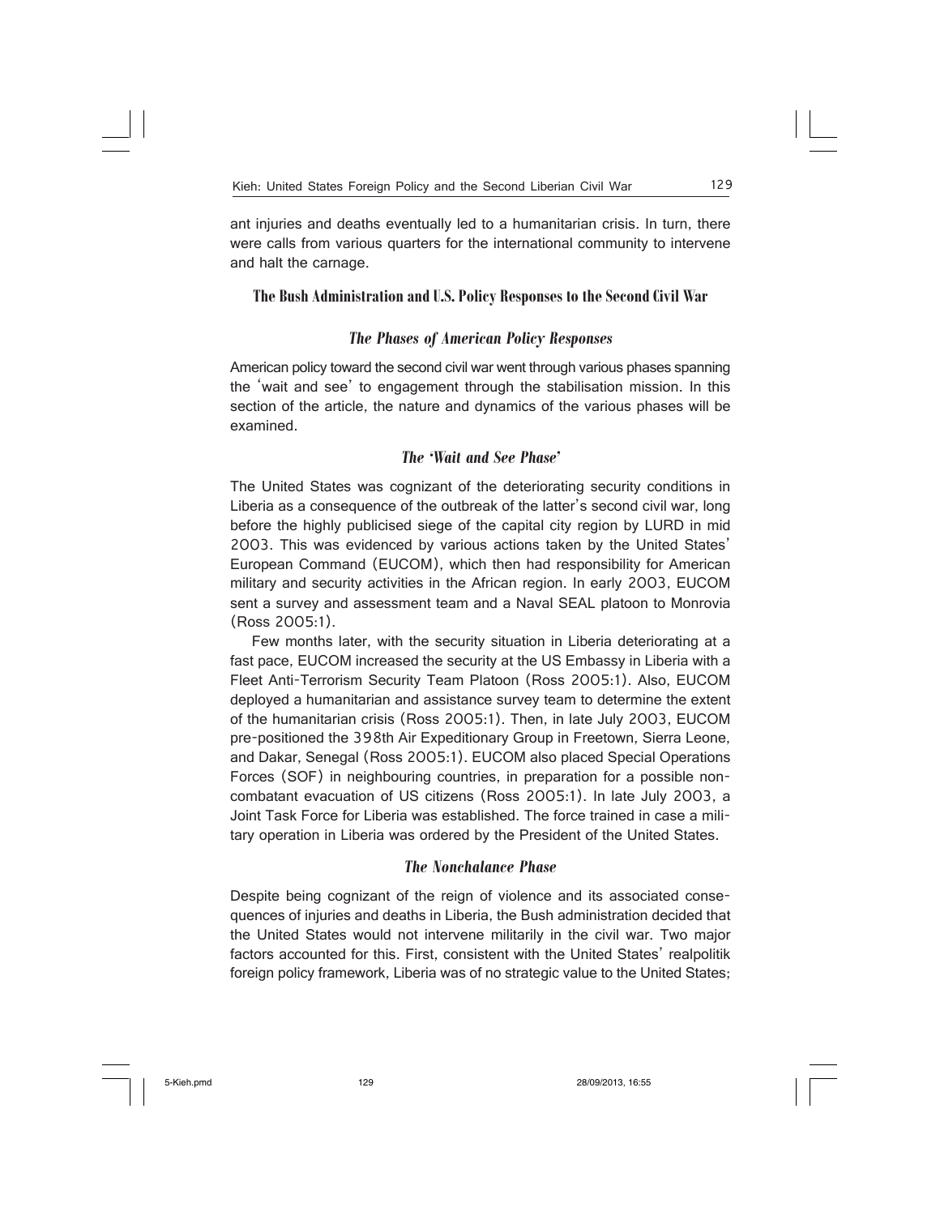ant injuries and deaths eventually led to a humanitarian crisis. In turn, there were calls from various quarters for the international community to intervene and halt the carnage.

## The Bush Administration and U.S. Policy Responses to the Second Civil War

### *The Phases of American Policy Responses*

American policy toward the second civil war went through various phases spanning the 'wait and see' to engagement through the stabilisation mission. In this section of the article, the nature and dynamics of the various phases will be examined.

### *The 'Wait and See Phase'*

The United States was cognizant of the deteriorating security conditions in Liberia as a consequence of the outbreak of the latter's second civil war, long before the highly publicised siege of the capital city region by LURD in mid 2003. This was evidenced by various actions taken by the United States' European Command (EUCOM), which then had responsibility for American military and security activities in the African region. In early 2003, EUCOM sent a survey and assessment team and a Naval SEAL platoon to Monrovia (Ross 2005:1).

Few months later, with the security situation in Liberia deteriorating at a fast pace, EUCOM increased the security at the US Embassy in Liberia with a Fleet Anti-Terrorism Security Team Platoon (Ross 2005:1). Also, EUCOM deployed a humanitarian and assistance survey team to determine the extent of the humanitarian crisis (Ross 2005:1). Then, in late July 2003, EUCOM pre-positioned the 398th Air Expeditionary Group in Freetown, Sierra Leone, and Dakar, Senegal (Ross 2005:1). EUCOM also placed Special Operations Forces (SOF) in neighbouring countries, in preparation for a possible non-combatant evacuation of US citizens (Ross 2005:1). In late July 2003, a Joint Task Force for Liberia was established. The force trained in case a military operation in Liberia was ordered by the President of the United States.

### *The Nonchalance Phase*

Despite being cognizant of the reign of violence and its associated consequences of injuries and deaths in Liberia, the Bush administration decided that the United States would not intervene militarily in the civil war. Two major factors accounted for this. First, consistent with the United States' realpolitik foreign policy framework, Liberia was of no strategic value to the United States;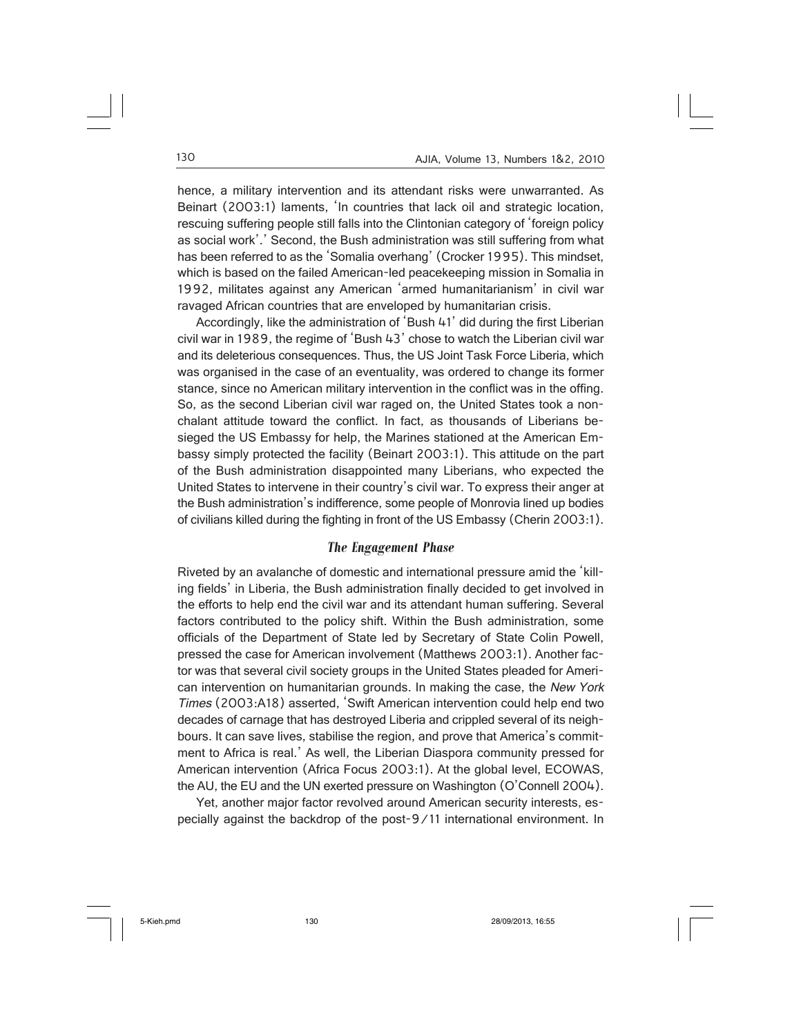hence, a military intervention and its attendant risks were unwarranted. As Beinart (2003:1) laments, 'In countries that lack oil and strategic location, rescuing suffering people still falls into the Clintonian category of 'foreign policy as social work'.' Second, the Bush administration was still suffering from what has been referred to as the 'Somalia overhang' (Crocker 1995). This mindset, which is based on the failed American-led peacekeeping mission in Somalia in 1992, militates against any American 'armed humanitarianism' in civil war ravaged African countries that are enveloped by humanitarian crisis.

Accordingly, like the administration of 'Bush 41' did during the first Liberian civil war in 1989, the regime of 'Bush 43' chose to watch the Liberian civil war and its deleterious consequences. Thus, the US Joint Task Force Liberia, which was organised in the case of an eventuality, was ordered to change its former stance, since no American military intervention in the conflict was in the offing. So, as the second Liberian civil war raged on, the United States took a nonchalant attitude toward the conflict. In fact, as thousands of Liberians besieged the US Embassy for help, the Marines stationed at the American Embassy simply protected the facility (Beinart 2003:1). This attitude on the part of the Bush administration disappointed many Liberians, who expected the United States to intervene in their country's civil war. To express their anger at the Bush administration's indifference, some people of Monrovia lined up bodies of civilians killed during the fighting in front of the US Embassy (Cherin 2003:1).

### *The Engagement Phase*

Riveted by an avalanche of domestic and international pressure amid the 'killing fields' in Liberia, the Bush administration finally decided to get involved in the efforts to help end the civil war and its attendant human suffering. Several factors contributed to the policy shift. Within the Bush administration, some officials of the Department of State led by Secretary of State Colin Powell, pressed the case for American involvement (Matthews 2003:1). Another factor was that several civil society groups in the United States pleaded for American intervention on humanitarian grounds. In making the case, the *New York Times* (2003:A18) asserted, 'Swift American intervention could help end two decades of carnage that has destroyed Liberia and crippled several of its neighbours. It can save lives, stabilise the region, and prove that America's commitment to Africa is real.' As well, the Liberian Diaspora community pressed for American intervention (Africa Focus 2003:1). At the global level, ECOWAS, the AU, the EU and the UN exerted pressure on Washington (O'Connell 2004).

Yet, another major factor revolved around American security interests, especially against the backdrop of the post-9/11 international environment. In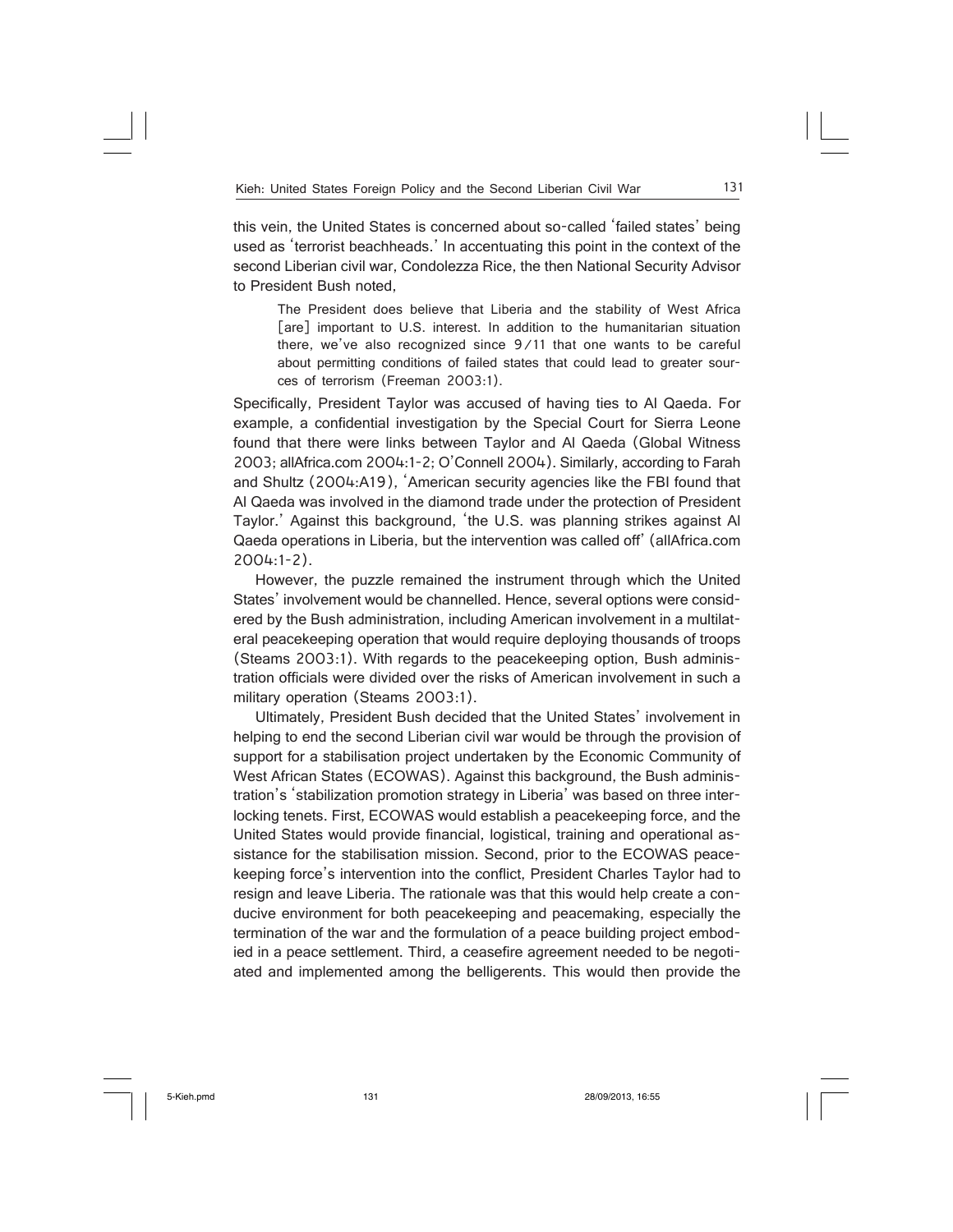this vein, the United States is concerned about so-called 'failed states' being used as 'terrorist beachheads.' In accentuating this point in the context of the second Liberian civil war, Condolezza Rice, the then National Security Advisor to President Bush noted,

> The President does believe that Liberia and the stability of West Africa [are] important to U.S. interest. In addition to the humanitarian situation there, we've also recognized since 9/11 that one wants to be careful about permitting conditions of failed states that could lead to greater sources of terrorism (Freeman 2003:1).

Specifically, President Taylor was accused of having ties to Al Qaeda. For example, a confidential investigation by the Special Court for Sierra Leone found that there were links between Taylor and Al Qaeda (Global Witness 2003; allAfrica.com 2004:1-2; O'Connell 2004). Similarly, according to Farah and Shultz (2004:A19), 'American security agencies like the FBI found that Al Qaeda was involved in the diamond trade under the protection of President Taylor.' Against this background, 'the U.S. was planning strikes against Al Qaeda operations in Liberia, but the intervention was called off' (allAfrica.com 2004:1-2).

However, the puzzle remained the instrument through which the United States' involvement would be channelled. Hence, several options were considered by the Bush administration, including American involvement in a multilateral peacekeeping operation that would require deploying thousands of troops (Steams 2003:1). With regards to the peacekeeping option, Bush administration officials were divided over the risks of American involvement in such a military operation (Steams 2003:1).

Ultimately, President Bush decided that the United States' involvement in helping to end the second Liberian civil war would be through the provision of support for a stabilisation project undertaken by the Economic Community of West African States (ECOWAS). Against this background, the Bush administration's 'stabilization promotion strategy in Liberia' was based on three interlocking tenets. First, ECOWAS would establish a peacekeeping force, and the United States would provide financial, logistical, training and operational assistance for the stabilisation mission. Second, prior to the ECOWAS peacekeeping force's intervention into the conflict, President Charles Taylor had to resign and leave Liberia. The rationale was that this would help create a conducive environment for both peacekeeping and peacemaking, especially the termination of the war and the formulation of a peace building project embodied in a peace settlement. Third, a ceasefire agreement needed to be negotiated and implemented among the belligerents. This would then provide the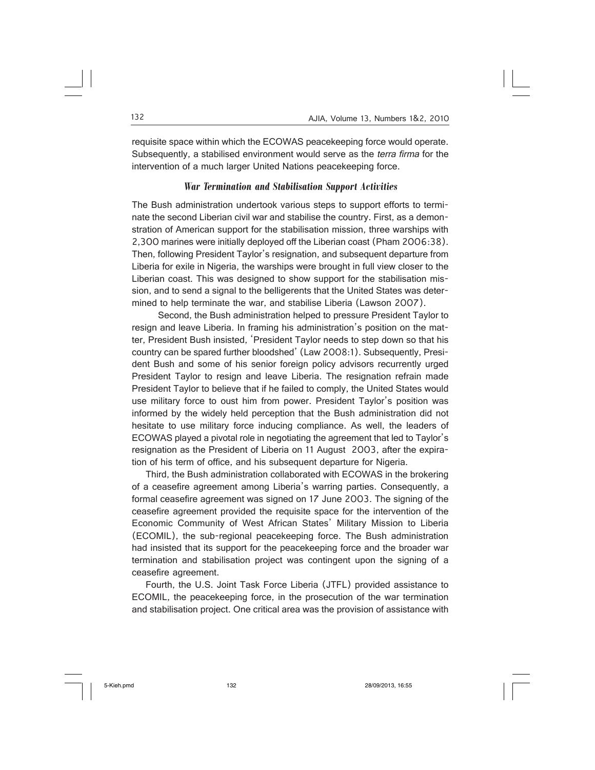requisite space within which the ECOWAS peacekeeping force would operate. Subsequently, a stabilised environment would serve as the *terra firma* for the intervention of a much larger United Nations peacekeeping force.

### *War Termination and Stabilisation Support Activities*

The Bush administration undertook various steps to support efforts to terminate the second Liberian civil war and stabilise the country. First, as a demonstration of American support for the stabilisation mission, three warships with 2,300 marines were initially deployed off the Liberian coast (Pham 2006:38). Then, following President Taylor's resignation, and subsequent departure from Liberia for exile in Nigeria, the warships were brought in full view closer to the Liberian coast. This was designed to show support for the stabilisation mission, and to send a signal to the belligerents that the United States was determined to help terminate the war, and stabilise Liberia (Lawson 2007).

Second, the Bush administration helped to pressure President Taylor to resign and leave Liberia. In framing his administration's position on the matter, President Bush insisted, 'President Taylor needs to step down so that his country can be spared further bloodshed' (Law 2008:1). Subsequently, President Bush and some of his senior foreign policy advisors recurrently urged President Taylor to resign and leave Liberia. The resignation refrain made President Taylor to believe that if he failed to comply, the United States would use military force to oust him from power. President Taylor's position was informed by the widely held perception that the Bush administration did not hesitate to use military force inducing compliance. As well, the leaders of ECOWAS played a pivotal role in negotiating the agreement that led to Taylor's resignation as the President of Liberia on 11 August 2003, after the expiration of his term of office, and his subsequent departure for Nigeria.

Third, the Bush administration collaborated with ECOWAS in the brokering of a ceasefire agreement among Liberia's warring parties. Consequently, a formal ceasefire agreement was signed on 17 June 2003. The signing of the ceasefire agreement provided the requisite space for the intervention of the Economic Community of West African States' Military Mission to Liberia (ECOMIL), the sub-regional peacekeeping force. The Bush administration had insisted that its support for the peacekeeping force and the broader war termination and stabilisation project was contingent upon the signing of a ceasefire agreement.

Fourth, the U.S. Joint Task Force Liberia (JTFL) provided assistance to ECOMIL, the peacekeeping force, in the prosecution of the war termination and stabilisation project. One critical area was the provision of assistance with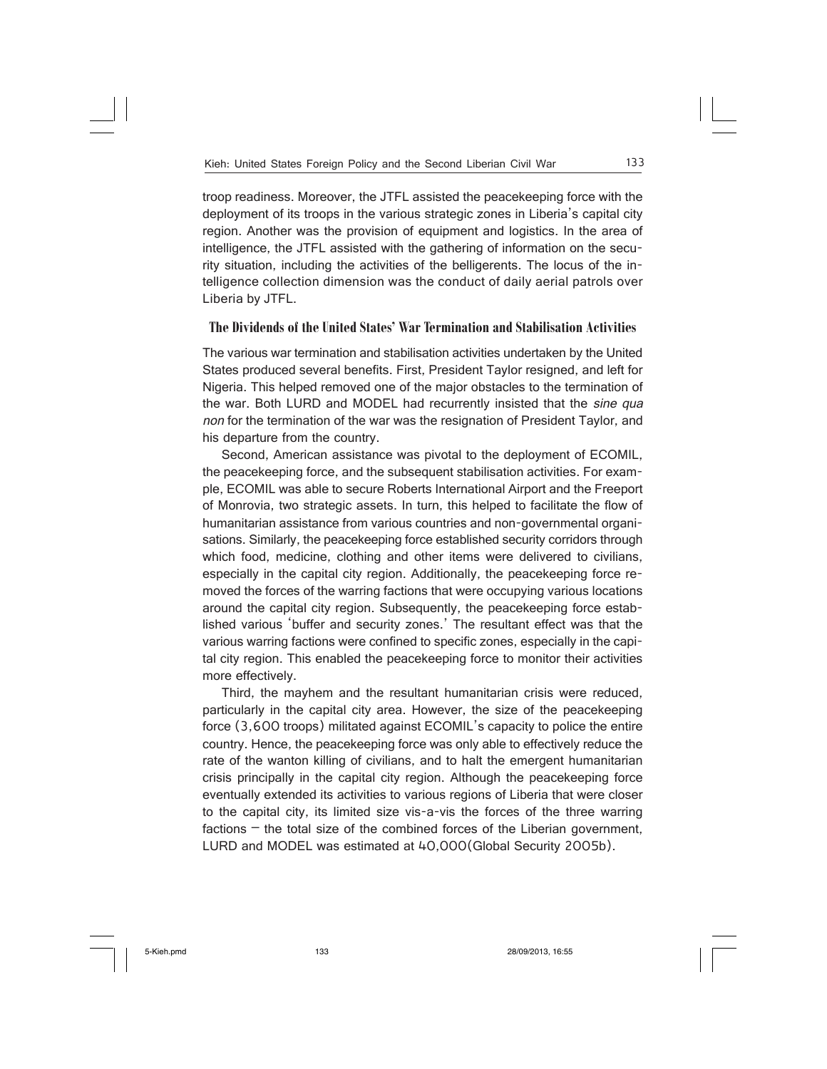troop readiness. Moreover, the JTFL assisted the peacekeeping force with the deployment of its troops in the various strategic zones in Liberia's capital city region. Another was the provision of equipment and logistics. In the area of intelligence, the JTFL assisted with the gathering of information on the security situation, including the activities of the belligerents. The locus of the intelligence collection dimension was the conduct of daily aerial patrols over Liberia by JTFL.

## The Dividends of the United States' War Termination and Stabilisation Activities

The various war termination and stabilisation activities undertaken by the United States produced several benefits. First, President Taylor resigned, and left for Nigeria. This helped removed one of the major obstacles to the termination of the war. Both LURD and MODEL had recurrently insisted that the *sine qua non* for the termination of the war was the resignation of President Taylor, and his departure from the country.

Second, American assistance was pivotal to the deployment of ECOMIL, the peacekeeping force, and the subsequent stabilisation activities. For example, ECOMIL was able to secure Roberts International Airport and the Freeport of Monrovia, two strategic assets. In turn, this helped to facilitate the flow of humanitarian assistance from various countries and non-governmental organisations. Similarly, the peacekeeping force established security corridors through which food, medicine, clothing and other items were delivered to civilians, especially in the capital city region. Additionally, the peacekeeping force removed the forces of the warring factions that were occupying various locations around the capital city region. Subsequently, the peacekeeping force established various 'buffer and security zones.' The resultant effect was that the various warring factions were confined to specific zones, especially in the capital city region. This enabled the peacekeeping force to monitor their activities more effectively.

Third, the mayhem and the resultant humanitarian crisis were reduced, particularly in the capital city area. However, the size of the peacekeeping force (3,600 troops) militated against ECOMIL's capacity to police the entire country. Hence, the peacekeeping force was only able to effectively reduce the rate of the wanton killing of civilians, and to halt the emergent humanitarian crisis principally in the capital city region. Although the peacekeeping force eventually extended its activities to various regions of Liberia that were closer to the capital city, its limited size vis-a-vis the forces of the three warring factions – the total size of the combined forces of the Liberian government, LURD and MODEL was estimated at 40,000(Global Security 2005b).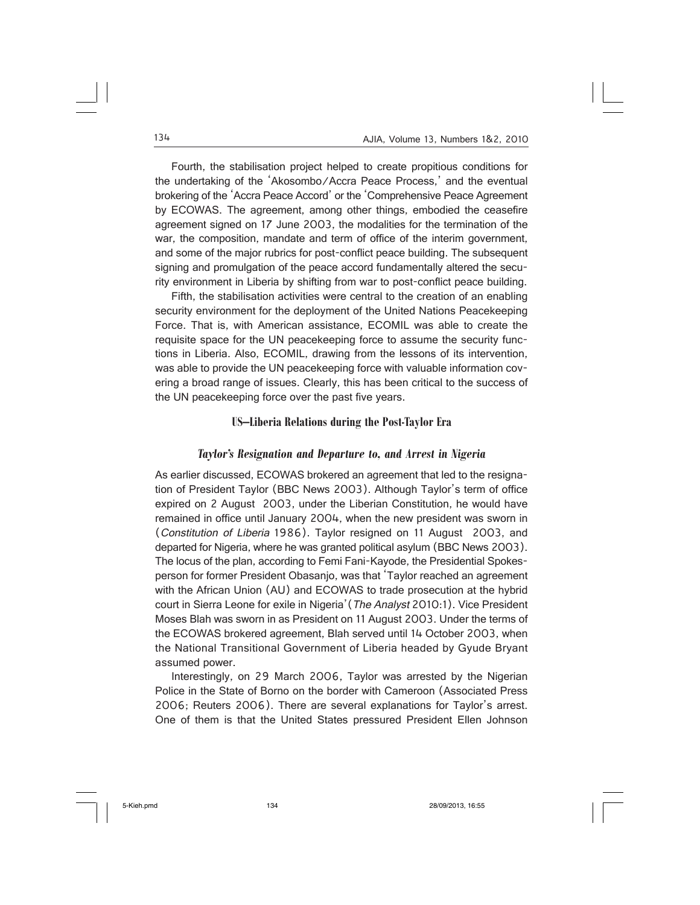Fourth, the stabilisation project helped to create propitious conditions for the undertaking of the 'Akosombo/Accra Peace Process,' and the eventual brokering of the 'Accra Peace Accord' or the 'Comprehensive Peace Agreement by ECOWAS. The agreement, among other things, embodied the ceasefire agreement signed on 17 June 2003, the modalities for the termination of the war, the composition, mandate and term of office of the interim government, and some of the major rubrics for post-conflict peace building. The subsequent signing and promulgation of the peace accord fundamentally altered the security environment in Liberia by shifting from war to post-conflict peace building.

Fifth, the stabilisation activities were central to the creation of an enabling security environment for the deployment of the United Nations Peacekeeping Force. That is, with American assistance, ECOMIL was able to create the requisite space for the UN peacekeeping force to assume the security functions in Liberia. Also, ECOMIL, drawing from the lessons of its intervention, was able to provide the UN peacekeeping force with valuable information covering a broad range of issues. Clearly, this has been critical to the success of the UN peacekeeping force over the past five years.

## US–Liberia Relations during the Post-Taylor Era

### *Taylor's Resignation and Departure to, and Arrest in Nigeria*

As earlier discussed, ECOWAS brokered an agreement that led to the resignation of President Taylor (BBC News 2003). Although Taylor's term of office expired on 2 August 2003, under the Liberian Constitution, he would have remained in office until January 2004, when the new president was sworn in (*Constitution of Liberia* 1986). Taylor resigned on 11 August 2003, and departed for Nigeria, where he was granted political asylum (BBC News 2003). The locus of the plan, according to Femi Fani-Kayode, the Presidential Spokesperson for former President Obasanjo, was that 'Taylor reached an agreement with the African Union (AU) and ECOWAS to trade prosecution at the hybrid court in Sierra Leone for exile in Nigeria' (*The Analyst* 2010:1). Vice President Moses Blah was sworn in as President on 11 August 2003. Under the terms of the ECOWAS brokered agreement, Blah served until 14 October 2003, when the National Transitional Government of Liberia headed by Gyude Bryant assumed power.

Interestingly, on 29 March 2006, Taylor was arrested by the Nigerian Police in the State of Borno on the border with Cameroon (Associated Press 2006; Reuters 2006). There are several explanations for Taylor's arrest. One of them is that the United States pressured President Ellen Johnson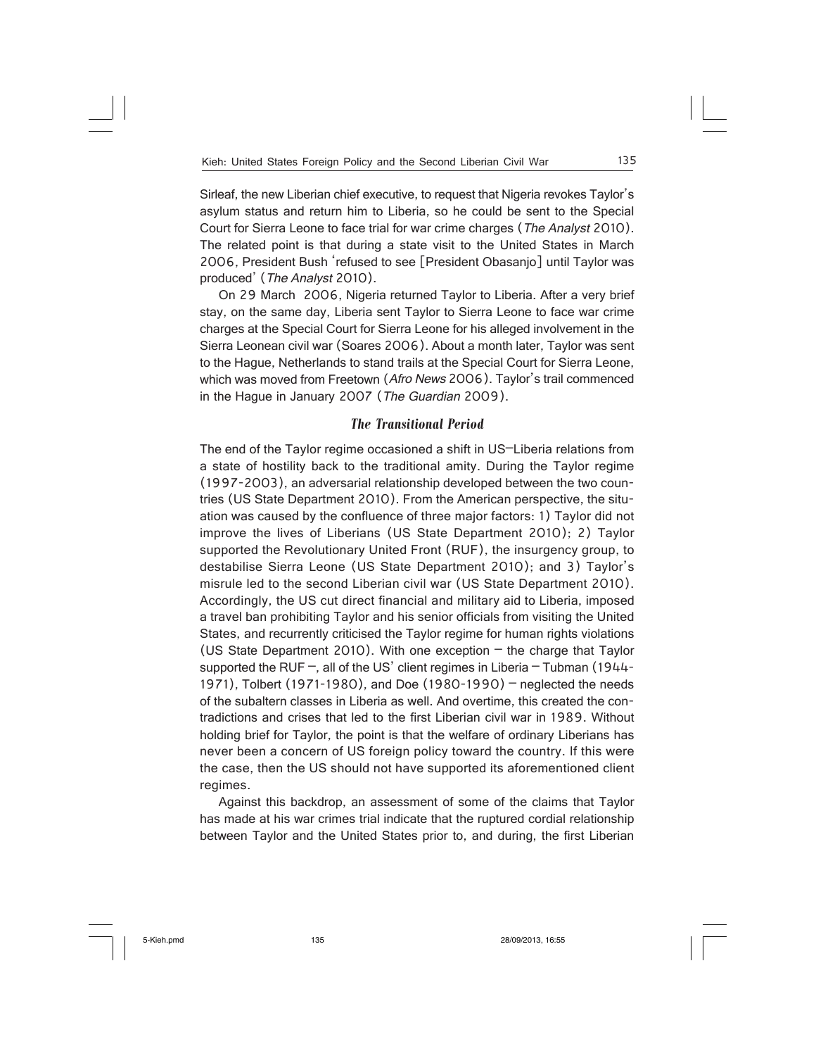Sirleaf, the new Liberian chief executive, to request that Nigeria revokes Taylor's asylum status and return him to Liberia, so he could be sent to the Special Court for Sierra Leone to face trial for war crime charges (*The Analyst* 2010). The related point is that during a state visit to the United States in March 2006, President Bush 'refused to see [President Obasanjo] until Taylor was produced' (*The Analyst* 2010).

On 29 March 2006, Nigeria returned Taylor to Liberia. After a very brief stay, on the same day, Liberia sent Taylor to Sierra Leone to face war crime charges at the Special Court for Sierra Leone for his alleged involvement in the Sierra Leonean civil war (Soares 2006). About a month later, Taylor was sent to the Hague, Netherlands to stand trails at the Special Court for Sierra Leone, which was moved from Freetown (*Afro News* 2006). Taylor's trail commenced in the Hague in January 2007 (*The Guardian* 2009).

### *The Transitional Period*

The end of the Taylor regime occasioned a shift in US–Liberia relations from a state of hostility back to the traditional amity. During the Taylor regime (1997-2003), an adversarial relationship developed between the two countries (US State Department 2010). From the American perspective, the situation was caused by the confluence of three major factors: 1) Taylor did not improve the lives of Liberians (US State Department 2010); 2) Taylor supported the Revolutionary United Front (RUF), the insurgency group, to destabilise Sierra Leone (US State Department 2010); and 3) Taylor's misrule led to the second Liberian civil war (US State Department 2010). Accordingly, the US cut direct financial and military aid to Liberia, imposed a travel ban prohibiting Taylor and his senior officials from visiting the United States, and recurrently criticised the Taylor regime for human rights violations (US State Department 2010). With one exception – the charge that Taylor supported the RUF –, all of the US' client regimes in Liberia – Tubman (1944-1971), Tolbert (1971-1980), and Doe (1980-1990) – neglected the needs of the subaltern classes in Liberia as well. And overtime, this created the contradictions and crises that led to the first Liberian civil war in 1989. Without holding brief for Taylor, the point is that the welfare of ordinary Liberians has never been a concern of US foreign policy toward the country. If this were the case, then the US should not have supported its aforementioned client regimes.

Against this backdrop, an assessment of some of the claims that Taylor has made at his war crimes trial indicate that the ruptured cordial relationship between Taylor and the United States prior to, and during, the first Liberian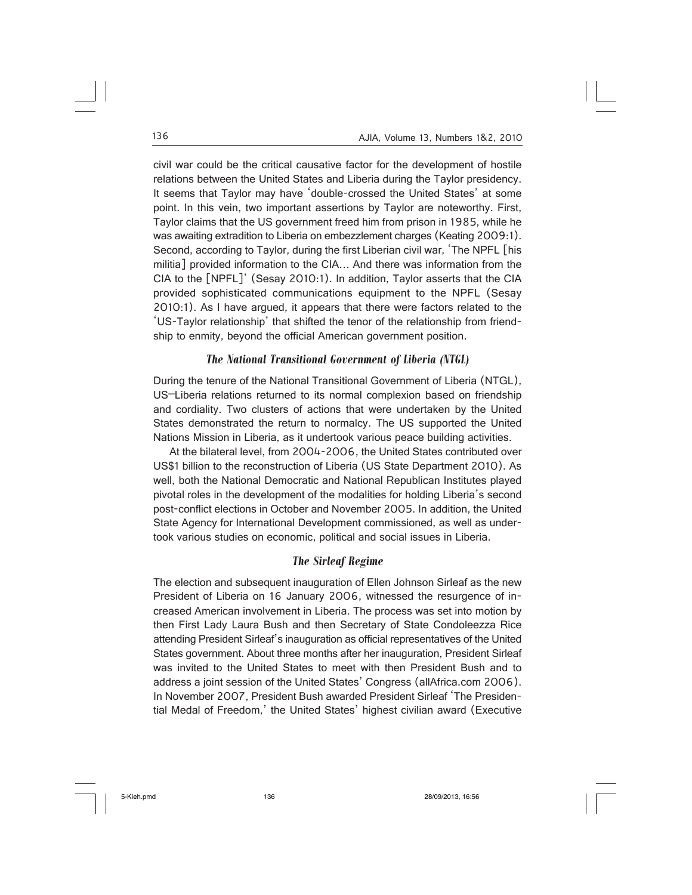civil war could be the critical causative factor for the development of hostile relations between the United States and Liberia during the Taylor presidency. It seems that Taylor may have 'double-crossed the United States' at some point. In this vein, two important assertions by Taylor are noteworthy. First, Taylor claims that the US government freed him from prison in 1985, while he was awaiting extradition to Liberia on embezzlement charges (Keating 2009:1). Second, according to Taylor, during the first Liberian civil war, 'The NPFL [his militia] provided information to the CIA… And there was information from the CIA to the [NPFL]' (Sesay 2010:1). In addition, Taylor asserts that the CIA provided sophisticated communications equipment to the NPFL (Sesay 2010:1). As I have argued, it appears that there were factors related to the 'US-Taylor relationship' that shifted the tenor of the relationship from friendship to enmity, beyond the official American government position.

### *The National Transitional Government of Liberia (NTGL)*

During the tenure of the National Transitional Government of Liberia (NTGL), US–Liberia relations returned to its normal complexion based on friendship and cordiality. Two clusters of actions that were undertaken by the United States demonstrated the return to normalcy. The US supported the United Nations Mission in Liberia, as it undertook various peace building activities.

At the bilateral level, from 2004-2006, the United States contributed over US$1 billion to the reconstruction of Liberia (US State Department 2010). As well, both the National Democratic and National Republican Institutes played pivotal roles in the development of the modalities for holding Liberia's second post-conflict elections in October and November 2005. In addition, the United State Agency for International Development commissioned, as well as undertook various studies on economic, political and social issues in Liberia.

### *The Sirleaf Regime*

The election and subsequent inauguration of Ellen Johnson Sirleaf as the new President of Liberia on 16 January 2006, witnessed the resurgence of increased American involvement in Liberia. The process was set into motion by then First Lady Laura Bush and then Secretary of State Condoleezza Rice attending President Sirleaf's inauguration as official representatives of the United States government. About three months after her inauguration, President Sirleaf was invited to the United States to meet with then President Bush and to address a joint session of the United States' Congress (allAfrica.com 2006). In November 2007, President Bush awarded President Sirleaf 'The Presidential Medal of Freedom,' the United States' highest civilian award (Executive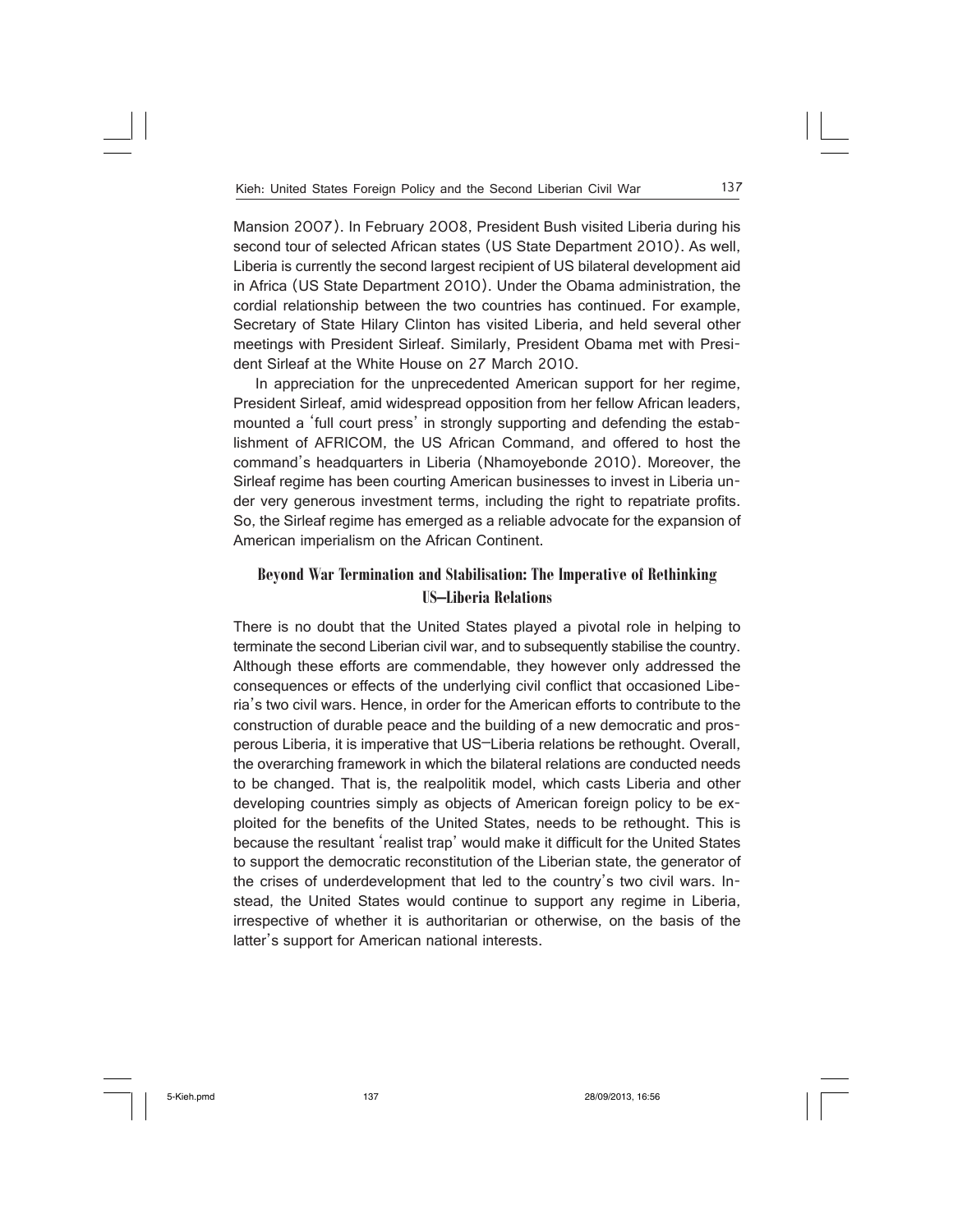Mansion 2007). In February 2008, President Bush visited Liberia during his second tour of selected African states (US State Department 2010). As well, Liberia is currently the second largest recipient of US bilateral development aid in Africa (US State Department 2010). Under the Obama administration, the cordial relationship between the two countries has continued. For example, Secretary of State Hilary Clinton has visited Liberia, and held several other meetings with President Sirleaf. Similarly, President Obama met with President Sirleaf at the White House on 27 March 2010.

In appreciation for the unprecedented American support for her regime, President Sirleaf, amid widespread opposition from her fellow African leaders, mounted a 'full court press' in strongly supporting and defending the establishment of AFRICOM, the US African Command, and offered to host the command's headquarters in Liberia (Nhamoyebonde 2010). Moreover, the Sirleaf regime has been courting American businesses to invest in Liberia under very generous investment terms, including the right to repatriate profits. So, the Sirleaf regime has emerged as a reliable advocate for the expansion of American imperialism on the African Continent.

## Beyond War Termination and Stabilisation: The Imperative of Rethinking US–Liberia Relations

There is no doubt that the United States played a pivotal role in helping to terminate the second Liberian civil war, and to subsequently stabilise the country. Although these efforts are commendable, they however only addressed the consequences or effects of the underlying civil conflict that occasioned Liberia's two civil wars. Hence, in order for the American efforts to contribute to the construction of durable peace and the building of a new democratic and prosperous Liberia, it is imperative that US–Liberia relations be rethought. Overall, the overarching framework in which the bilateral relations are conducted needs to be changed. That is, the realpolitik model, which casts Liberia and other developing countries simply as objects of American foreign policy to be exploited for the benefits of the United States, needs to be rethought. This is because the resultant 'realist trap' would make it difficult for the United States to support the democratic reconstitution of the Liberian state, the generator of the crises of underdevelopment that led to the country's two civil wars. Instead, the United States would continue to support any regime in Liberia, irrespective of whether it is authoritarian or otherwise, on the basis of the latter's support for American national interests.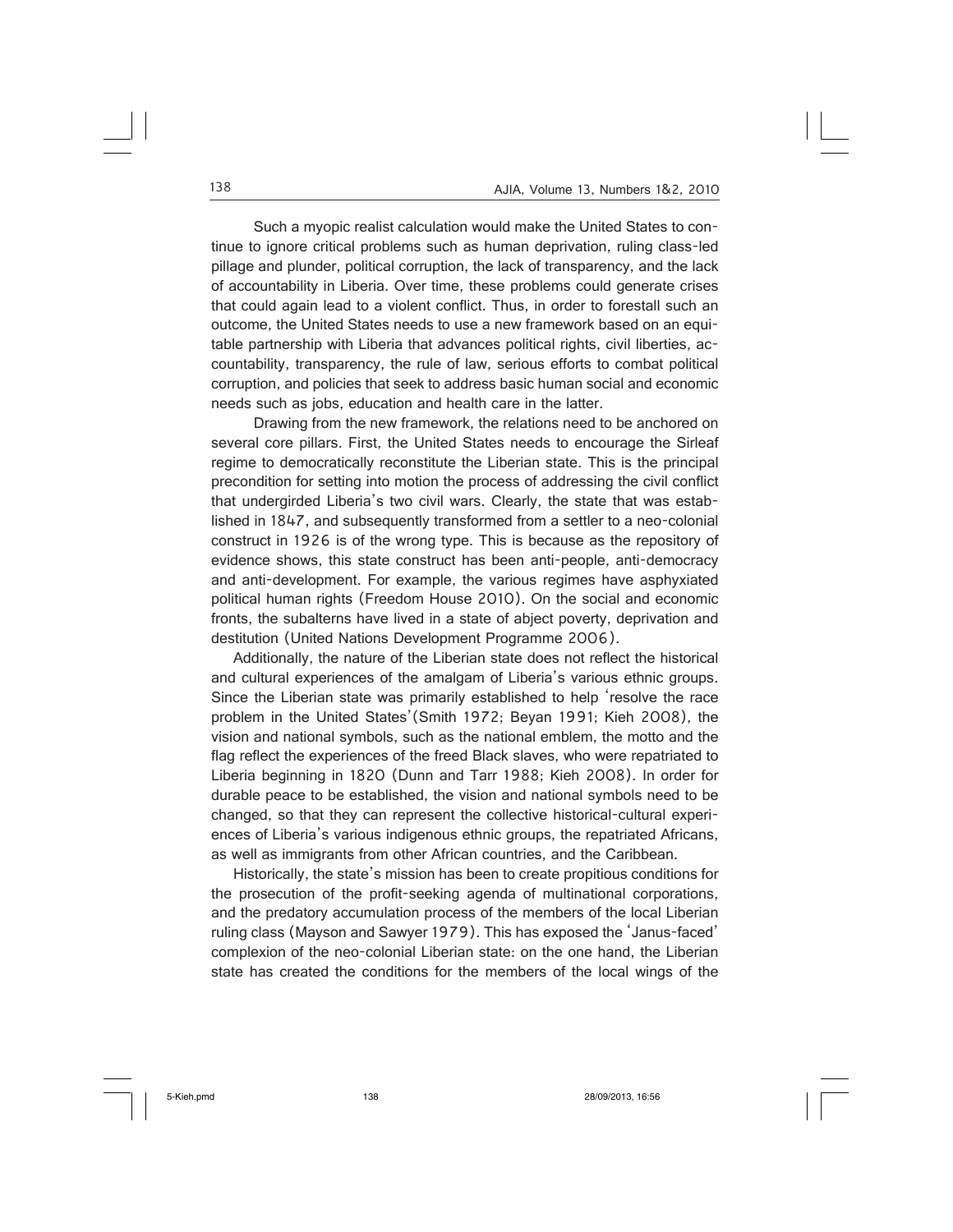Such a myopic realist calculation would make the United States to continue to ignore critical problems such as human deprivation, ruling class-led pillage and plunder, political corruption, the lack of transparency, and the lack of accountability in Liberia. Over time, these problems could generate crises that could again lead to a violent conflict. Thus, in order to forestall such an outcome, the United States needs to use a new framework based on an equitable partnership with Liberia that advances political rights, civil liberties, accountability, transparency, the rule of law, serious efforts to combat political corruption, and policies that seek to address basic human social and economic needs such as jobs, education and health care in the latter.

Drawing from the new framework, the relations need to be anchored on several core pillars. First, the United States needs to encourage the Sirleaf regime to democratically reconstitute the Liberian state. This is the principal precondition for setting into motion the process of addressing the civil conflict that undergirded Liberia's two civil wars. Clearly, the state that was established in 1847, and subsequently transformed from a settler to a neo-colonial construct in 1926 is of the wrong type. This is because as the repository of evidence shows, this state construct has been anti-people, anti-democracy and anti-development. For example, the various regimes have asphyxiated political human rights (Freedom House 2010). On the social and economic fronts, the subalterns have lived in a state of abject poverty, deprivation and destitution (United Nations Development Programme 2006).

Additionally, the nature of the Liberian state does not reflect the historical and cultural experiences of the amalgam of Liberia's various ethnic groups. Since the Liberian state was primarily established to help 'resolve the race problem in the United States'(Smith 1972; Beyan 1991; Kieh 2008), the vision and national symbols, such as the national emblem, the motto and the flag reflect the experiences of the freed Black slaves, who were repatriated to Liberia beginning in 1820 (Dunn and Tarr 1988; Kieh 2008). In order for durable peace to be established, the vision and national symbols need to be changed, so that they can represent the collective historical-cultural experiences of Liberia's various indigenous ethnic groups, the repatriated Africans, as well as immigrants from other African countries, and the Caribbean.

Historically, the state's mission has been to create propitious conditions for the prosecution of the profit-seeking agenda of multinational corporations, and the predatory accumulation process of the members of the local Liberian ruling class (Mayson and Sawyer 1979). This has exposed the 'Janus-faced' complexion of the neo-colonial Liberian state: on the one hand, the Liberian state has created the conditions for the members of the local wings of the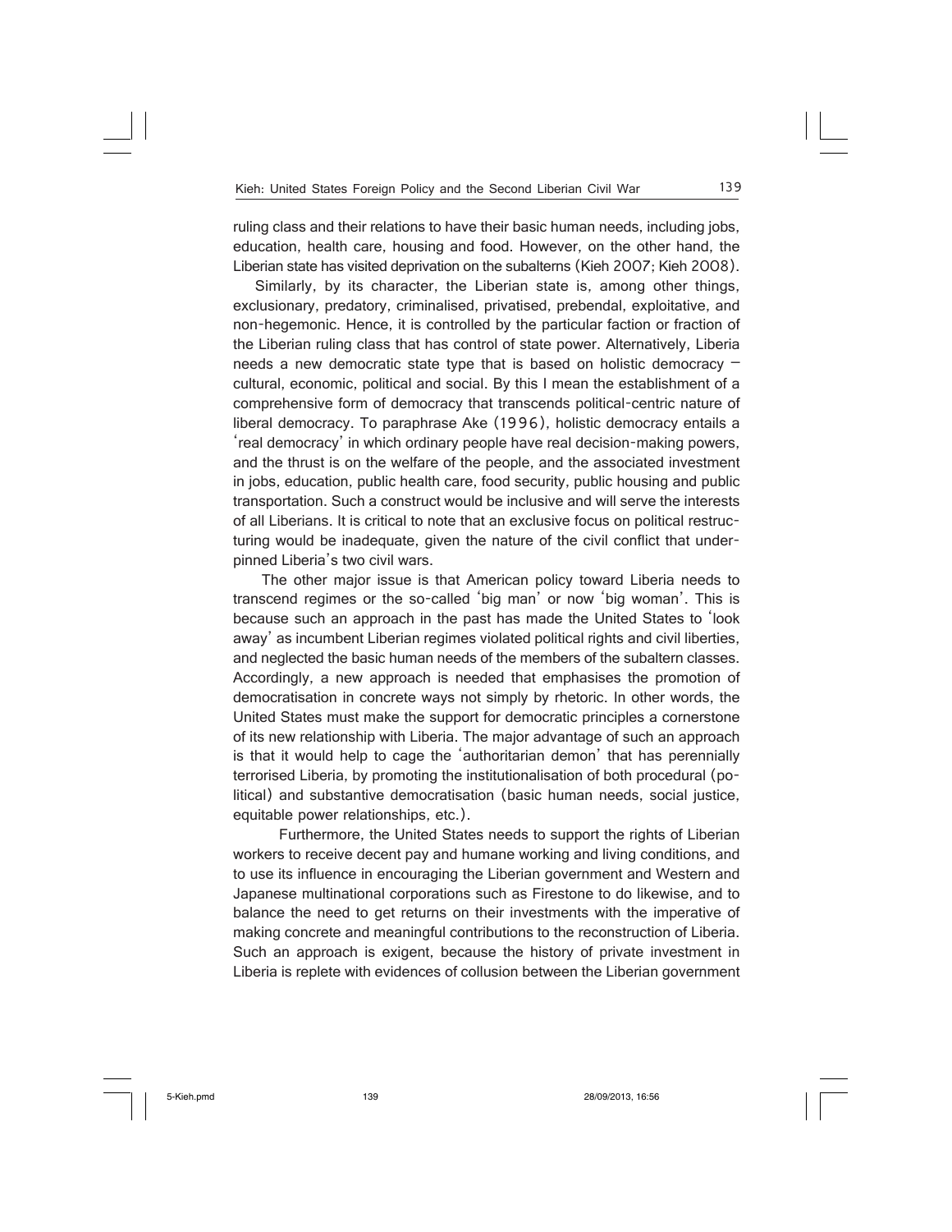ruling class and their relations to have their basic human needs, including jobs, education, health care, housing and food. However, on the other hand, the Liberian state has visited deprivation on the subalterns (Kieh 2007; Kieh 2008).

Similarly, by its character, the Liberian state is, among other things, exclusionary, predatory, criminalised, privatised, prebendal, exploitative, and non-hegemonic. Hence, it is controlled by the particular faction or fraction of the Liberian ruling class that has control of state power. Alternatively, Liberia needs a new democratic state type that is based on holistic democracy – cultural, economic, political and social. By this I mean the establishment of a comprehensive form of democracy that transcends political-centric nature of liberal democracy. To paraphrase Ake (1996), holistic democracy entails a 'real democracy' in which ordinary people have real decision-making powers, and the thrust is on the welfare of the people, and the associated investment in jobs, education, public health care, food security, public housing and public transportation. Such a construct would be inclusive and will serve the interests of all Liberians. It is critical to note that an exclusive focus on political restructuring would be inadequate, given the nature of the civil conflict that underpinned Liberia's two civil wars.

The other major issue is that American policy toward Liberia needs to transcend regimes or the so-called 'big man' or now 'big woman'. This is because such an approach in the past has made the United States to 'look away' as incumbent Liberian regimes violated political rights and civil liberties, and neglected the basic human needs of the members of the subaltern classes. Accordingly, a new approach is needed that emphasises the promotion of democratisation in concrete ways not simply by rhetoric. In other words, the United States must make the support for democratic principles a cornerstone of its new relationship with Liberia. The major advantage of such an approach is that it would help to cage the 'authoritarian demon' that has perennially terrorised Liberia, by promoting the institutionalisation of both procedural (political) and substantive democratisation (basic human needs, social justice, equitable power relationships, etc.).

Furthermore, the United States needs to support the rights of Liberian workers to receive decent pay and humane working and living conditions, and to use its influence in encouraging the Liberian government and Western and Japanese multinational corporations such as Firestone to do likewise, and to balance the need to get returns on their investments with the imperative of making concrete and meaningful contributions to the reconstruction of Liberia. Such an approach is exigent, because the history of private investment in Liberia is replete with evidences of collusion between the Liberian government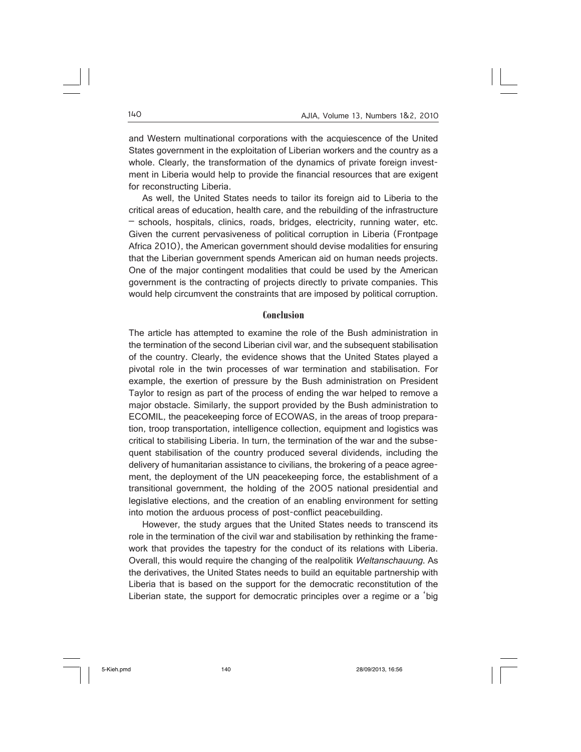and Western multinational corporations with the acquiescence of the United States government in the exploitation of Liberian workers and the country as a whole. Clearly, the transformation of the dynamics of private foreign investment in Liberia would help to provide the financial resources that are exigent for reconstructing Liberia.

As well, the United States needs to tailor its foreign aid to Liberia to the critical areas of education, health care, and the rebuilding of the infrastructure – schools, hospitals, clinics, roads, bridges, electricity, running water, etc. Given the current pervasiveness of political corruption in Liberia (Frontpage Africa 2010), the American government should devise modalities for ensuring that the Liberian government spends American aid on human needs projects. One of the major contingent modalities that could be used by the American government is the contracting of projects directly to private companies. This would help circumvent the constraints that are imposed by political corruption.

## Conclusion

The article has attempted to examine the role of the Bush administration in the termination of the second Liberian civil war, and the subsequent stabilisation of the country. Clearly, the evidence shows that the United States played a pivotal role in the twin processes of war termination and stabilisation. For example, the exertion of pressure by the Bush administration on President Taylor to resign as part of the process of ending the war helped to remove a major obstacle. Similarly, the support provided by the Bush administration to ECOMIL, the peacekeeping force of ECOWAS, in the areas of troop preparation, troop transportation, intelligence collection, equipment and logistics was critical to stabilising Liberia. In turn, the termination of the war and the subsequent stabilisation of the country produced several dividends, including the delivery of humanitarian assistance to civilians, the brokering of a peace agreement, the deployment of the UN peacekeeping force, the establishment of a transitional government, the holding of the 2005 national presidential and legislative elections, and the creation of an enabling environment for setting into motion the arduous process of post-conflict peacebuilding.

However, the study argues that the United States needs to transcend its role in the termination of the civil war and stabilisation by rethinking the framework that provides the tapestry for the conduct of its relations with Liberia. Overall, this would require the changing of the realpolitik *Weltanschauung*. As the derivatives, the United States needs to build an equitable partnership with Liberia that is based on the support for the democratic reconstitution of the Liberian state, the support for democratic principles over a regime or a 'big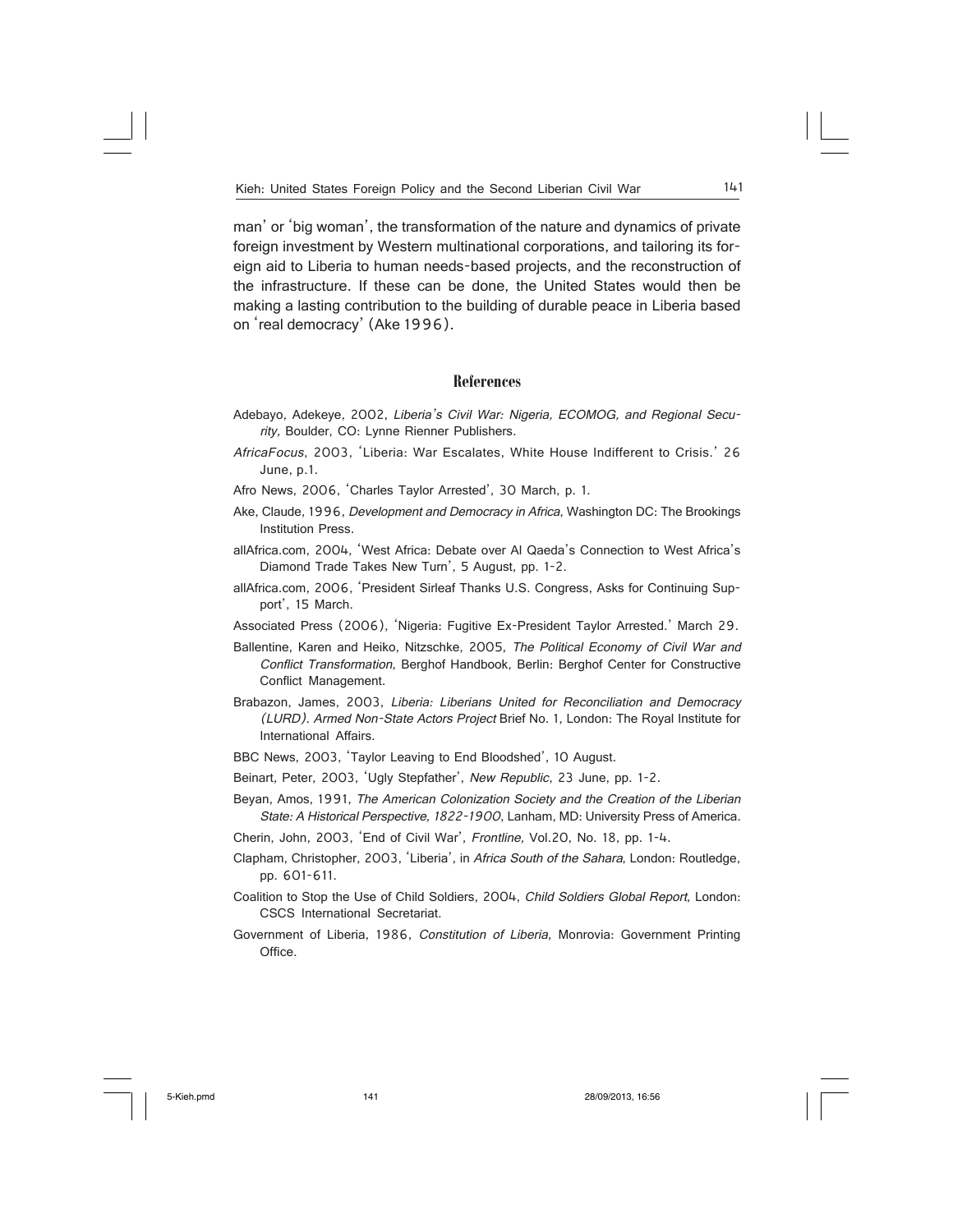man' or 'big woman', the transformation of the nature and dynamics of private foreign investment by Western multinational corporations, and tailoring its foreign aid to Liberia to human needs-based projects, and the reconstruction of the infrastructure. If these can be done, the United States would then be making a lasting contribution to the building of durable peace in Liberia based on 'real democracy' (Ake 1996).

## References

Adebayo, Adekeye, 2002, *Liberia's Civil War: Nigeria, ECOMOG, and Regional Security*, Boulder, CO: Lynne Rienner Publishers.

*AfricaFocus*, 2003, 'Liberia: War Escalates, White House Indifferent to Crisis.' 26 June, p.1.

Afro News, 2006, 'Charles Taylor Arrested', 30 March, p. 1.

Ake, Claude, 1996, *Development and Democracy in Africa*, Washington DC: The Brookings Institution Press.

allAfrica.com, 2004, 'West Africa: Debate over Al Qaeda's Connection to West Africa's Diamond Trade Takes New Turn', 5 August, pp. 1-2.

allAfrica.com, 2006, 'President Sirleaf Thanks U.S. Congress, Asks for Continuing Support', 15 March.

Associated Press (2006), 'Nigeria: Fugitive Ex-President Taylor Arrested.' March 29.

Ballentine, Karen and Heiko, Nitzschke, 2005, *The Political Economy of Civil War and Conflict Transformation*, Berghof Handbook, Berlin: Berghof Center for Constructive Conflict Management.

Brabazon, James, 2003, *Liberia: Liberians United for Reconciliation and Democracy (LURD). Armed Non-State Actors Project* Brief No. 1, London: The Royal Institute for International Affairs.

BBC News, 2003, 'Taylor Leaving to End Bloodshed', 10 August.

Beinart, Peter, 2003, 'Ugly Stepfather', *New Republic*, 23 June, pp. 1-2.

Beyan, Amos, 1991, *The American Colonization Society and the Creation of the Liberian State: A Historical Perspective, 1822-1900*, Lanham, MD: University Press of America.

Cherin, John, 2003, 'End of Civil War', *Frontline,* Vol.20, No. 18, pp. 1-4.

Clapham, Christopher, 2003, 'Liberia', in *Africa South of the Sahara*, London: Routledge, pp. 601-611.

Coalition to Stop the Use of Child Soldiers, 2004, *Child Soldiers Global Report*, London: CSCS International Secretariat.

Government of Liberia, 1986, *Constitution of Liberia*, Monrovia: Government Printing Office.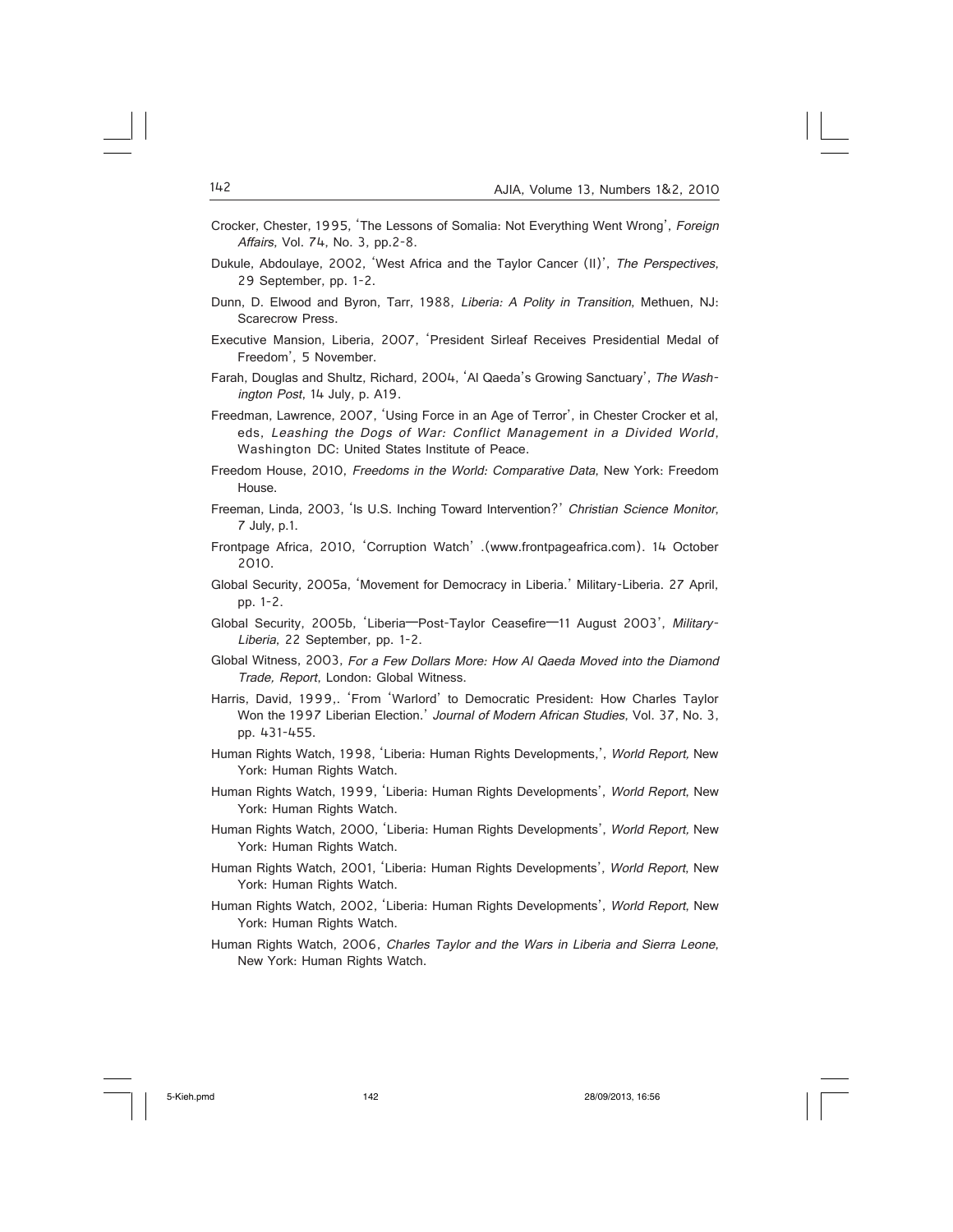Crocker, Chester, 1995, 'The Lessons of Somalia: Not Everything Went Wrong', *Foreign Affairs*, Vol. 74, No. 3, pp.2-8.

Dukule, Abdoulaye, 2002, 'West Africa and the Taylor Cancer (II)', *The Perspectives*, 29 September, pp. 1-2.

Dunn, D. Elwood and Byron, Tarr, 1988, *Liberia: A Polity in Transition*, Methuen, NJ: Scarecrow Press.

Executive Mansion, Liberia, 2007, 'President Sirleaf Receives Presidential Medal of Freedom', 5 November.

Farah, Douglas and Shultz, Richard, 2004, 'Al Qaeda's Growing Sanctuary', *The Washington Post*, 14 July, p. A19.

Freedman, Lawrence, 2007, 'Using Force in an Age of Terror', in Chester Crocker et al, eds, *Leashing the Dogs of War: Conflict Management in a Divided World*, Washington DC: United States Institute of Peace.

Freedom House, 2010, *Freedoms in the World: Comparative Data*, New York: Freedom House.

Freeman, Linda, 2003, 'Is U.S. Inching Toward Intervention?' *Christian Science Monitor*, 7 July, p.1.

Frontpage Africa, 2010, 'Corruption Watch' .(www.frontpageafrica.com). 14 October 2010.

Global Security, 2005a, 'Movement for Democracy in Liberia.' Military-Liberia. 27 April, pp. 1-2.

Global Security, 2005b, 'Liberia—Post-Taylor Ceasefire—11 August 2003', *Military-Liberia*, 22 September, pp. 1-2.

Global Witness, 2003, *For a Few Dollars More: How Al Qaeda Moved into the Diamond Trade, Report*, London: Global Witness.

Harris, David, 1999,. 'From 'Warlord' to Democratic President: How Charles Taylor Won the 1997 Liberian Election.' *Journal of Modern African Studies*, Vol. 37, No. 3, pp. 431-455.

Human Rights Watch, 1998, 'Liberia: Human Rights Developments,', *World Report,* New York: Human Rights Watch.

Human Rights Watch, 1999, 'Liberia: Human Rights Developments', *World Report*, New York: Human Rights Watch.

Human Rights Watch, 2000, 'Liberia: Human Rights Developments', *World Report,* New York: Human Rights Watch.

Human Rights Watch, 2001, 'Liberia: Human Rights Developments', *World Report*, New York: Human Rights Watch.

Human Rights Watch, 2002, 'Liberia: Human Rights Developments', *World Report*, New York: Human Rights Watch.

Human Rights Watch, 2006, *Charles Taylor and the Wars in Liberia and Sierra Leone*, New York: Human Rights Watch.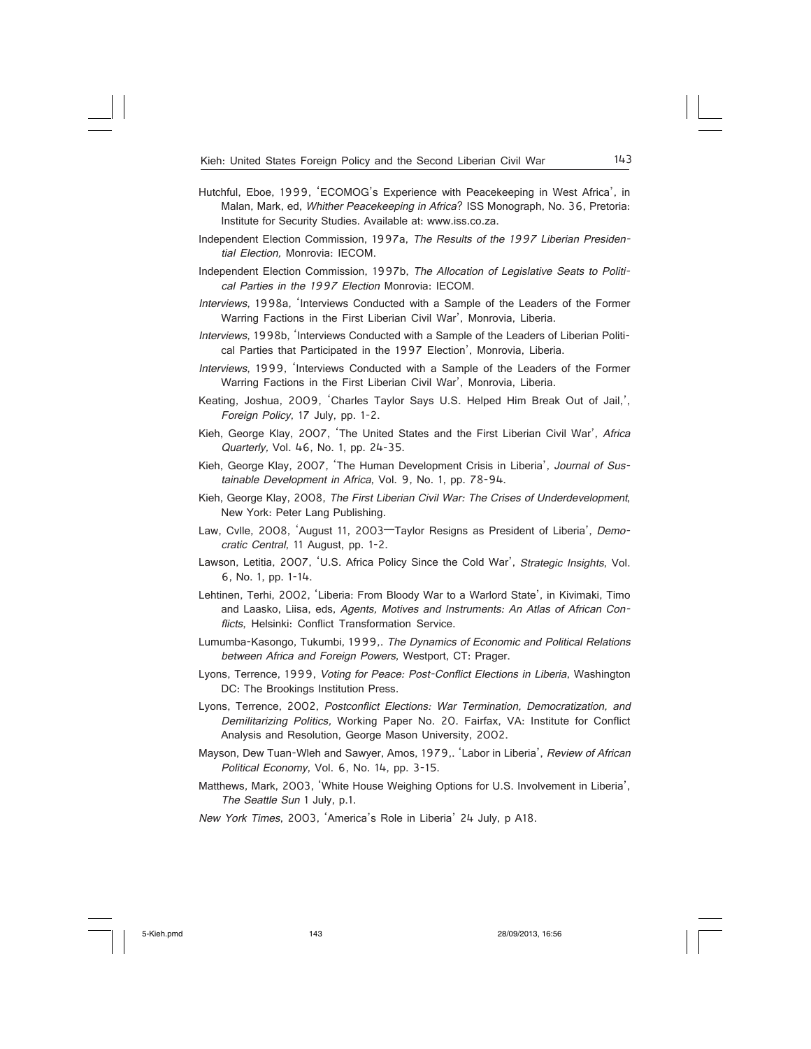Hutchful, Eboe, 1999, 'ECOMOG's Experience with Peacekeeping in West Africa', in Malan, Mark, ed, *Whither Peacekeeping in Africa*? ISS Monograph, No. 36, Pretoria: Institute for Security Studies. Available at: www.iss.co.za.

Independent Election Commission, 1997a, *The Results of the 1997 Liberian Presidential Election,* Monrovia: IECOM.

Independent Election Commission, 1997b, *The Allocation of Legislative Seats to Political Parties in the 1997 Election* Monrovia: IECOM.

*Interviews*, 1998a, 'Interviews Conducted with a Sample of the Leaders of the Former Warring Factions in the First Liberian Civil War', Monrovia, Liberia.

*Interviews*, 1998b, 'Interviews Conducted with a Sample of the Leaders of Liberian Political Parties that Participated in the 1997 Election', Monrovia, Liberia.

*Interviews*, 1999, 'Interviews Conducted with a Sample of the Leaders of the Former Warring Factions in the First Liberian Civil War', Monrovia, Liberia.

Keating, Joshua, 2009, 'Charles Taylor Says U.S. Helped Him Break Out of Jail,', *Foreign Policy*, 17 July, pp. 1-2.

Kieh, George Klay, 2007, 'The United States and the First Liberian Civil War', *Africa Quarterly,* Vol. 46, No. 1, pp. 24-35.

Kieh, George Klay, 2007, 'The Human Development Crisis in Liberia', *Journal of Sustainable Development in Africa*, Vol. 9, No. 1, pp. 78-94.

Kieh, George Klay, 2008, *The First Liberian Civil War: The Crises of Underdevelopment*, New York: Peter Lang Publishing.

Law, Cvlle, 2008, 'August 11, 2003—Taylor Resigns as President of Liberia', *Democratic Central*, 11 August, pp. 1-2.

Lawson, Letitia, 2007, 'U.S. Africa Policy Since the Cold War', *Strategic Insights*, Vol. 6, No. 1, pp. 1-14.

Lehtinen, Terhi, 2002, 'Liberia: From Bloody War to a Warlord State', in Kivimaki, Timo and Laasko, Liisa, eds, *Agents, Motives and Instruments: An Atlas of African Conflicts*, Helsinki: Conflict Transformation Service.

Lumumba-Kasongo, Tukumbi, 1999,. *The Dynamics of Economic and Political Relations between Africa and Foreign Powers,* Westport, CT: Prager.

Lyons, Terrence, 1999, *Voting for Peace: Post-Conflict Elections in Liberia*, Washington DC: The Brookings Institution Press.

Lyons, Terrence, 2002, *Postconflict Elections: War Termination, Democratization, and Demilitarizing Politics,* Working Paper No. 20. Fairfax, VA: Institute for Conflict Analysis and Resolution, George Mason University, 2002.

Mayson, Dew Tuan-Wleh and Sawyer, Amos, 1979,. 'Labor in Liberia', *Review of African Political Economy*, Vol. 6, No. 14, pp. 3-15.

Matthews, Mark, 2003, 'White House Weighing Options for U.S. Involvement in Liberia', *The Seattle Sun* 1 July, p.1.

*New York Times*, 2003, 'America's Role in Liberia' 24 July, p A18.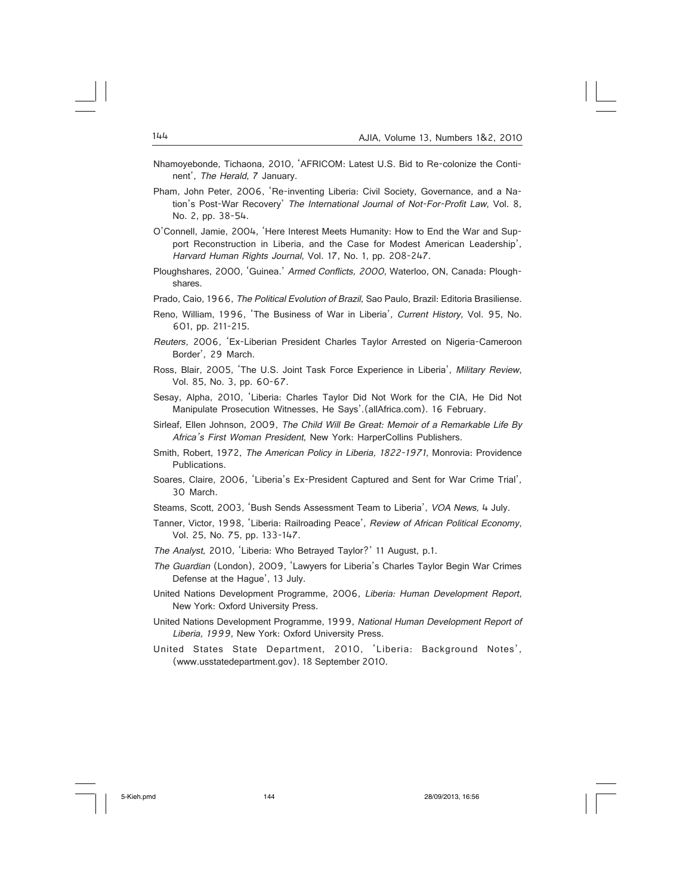Nhamoyebonde, Tichaona, 2010, 'AFRICOM: Latest U.S. Bid to Re-colonize the Continent', *The Herald*, 7 January.

Pham, John Peter, 2006, 'Re-inventing Liberia: Civil Society, Governance, and a Nation's Post-War Recovery' *The International Journal of Not-For-Profit Law*, Vol. 8, No. 2, pp. 38-54.

O'Connell, Jamie, 2004, 'Here Interest Meets Humanity: How to End the War and Support Reconstruction in Liberia, and the Case for Modest American Leadership', *Harvard Human Rights Journal*, Vol. 17, No. 1, pp. 208-247.

Ploughshares, 2000, 'Guinea.' *Armed Conflicts, 2000*, Waterloo, ON, Canada: Ploughshares.

Prado, Caio, 1966, *The Political Evolution of Brazil*, Sao Paulo, Brazil: Editoria Brasiliense.

Reno, William, 1996, 'The Business of War in Liberia', *Current History*, Vol. 95, No. 601, pp. 211-215.

*Reuters*, 2006, 'Ex-Liberian President Charles Taylor Arrested on Nigeria-Cameroon Border', 29 March.

Ross, Blair, 2005, 'The U.S. Joint Task Force Experience in Liberia', *Military Review*, Vol. 85, No. 3, pp. 60-67.

Sesay, Alpha, 2010, 'Liberia: Charles Taylor Did Not Work for the CIA, He Did Not Manipulate Prosecution Witnesses, He Says'.(allAfrica.com). 16 February.

Sirleaf, Ellen Johnson, 2009, *The Child Will Be Great: Memoir of a Remarkable Life By Africa's First Woman President*, New York: HarperCollins Publishers.

Smith, Robert, 1972, *The American Policy in Liberia, 1822-1971*, Monrovia: Providence Publications.

Soares, Claire, 2006, 'Liberia's Ex-President Captured and Sent for War Crime Trial', 30 March.

Steams, Scott, 2003, 'Bush Sends Assessment Team to Liberia', *VOA News*, 4 July.

Tanner, Victor, 1998, 'Liberia: Railroading Peace', *Review of African Political Economy*, Vol. 25, No. 75, pp. 133-147.

*The Analyst*, 2010, 'Liberia: Who Betrayed Taylor?' 11 August, p.1.

*The Guardian* (London), 2009, 'Lawyers for Liberia's Charles Taylor Begin War Crimes Defense at the Hague', 13 July.

United Nations Development Programme, 2006, *Liberia: Human Development Report*, New York: Oxford University Press.

United Nations Development Programme, 1999, *National Human Development Report of Liberia, 1999*, New York: Oxford University Press.

United States State Department, 2010, 'Liberia: Background Notes', (www.usstatedepartment.gov). 18 September 2010.